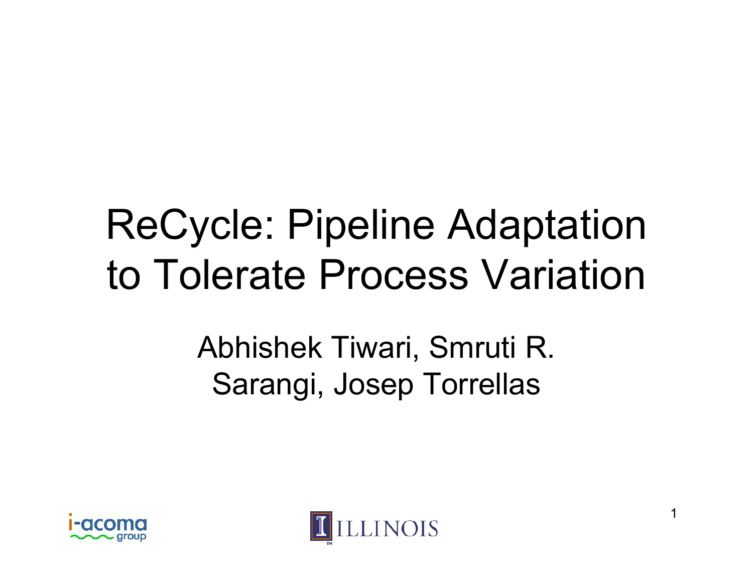# ReCycle: Pipeline Adaptation to Tolerate Process Variation

Abhishek Tiwari, Smruti R. Sarangi, Josep Torrellas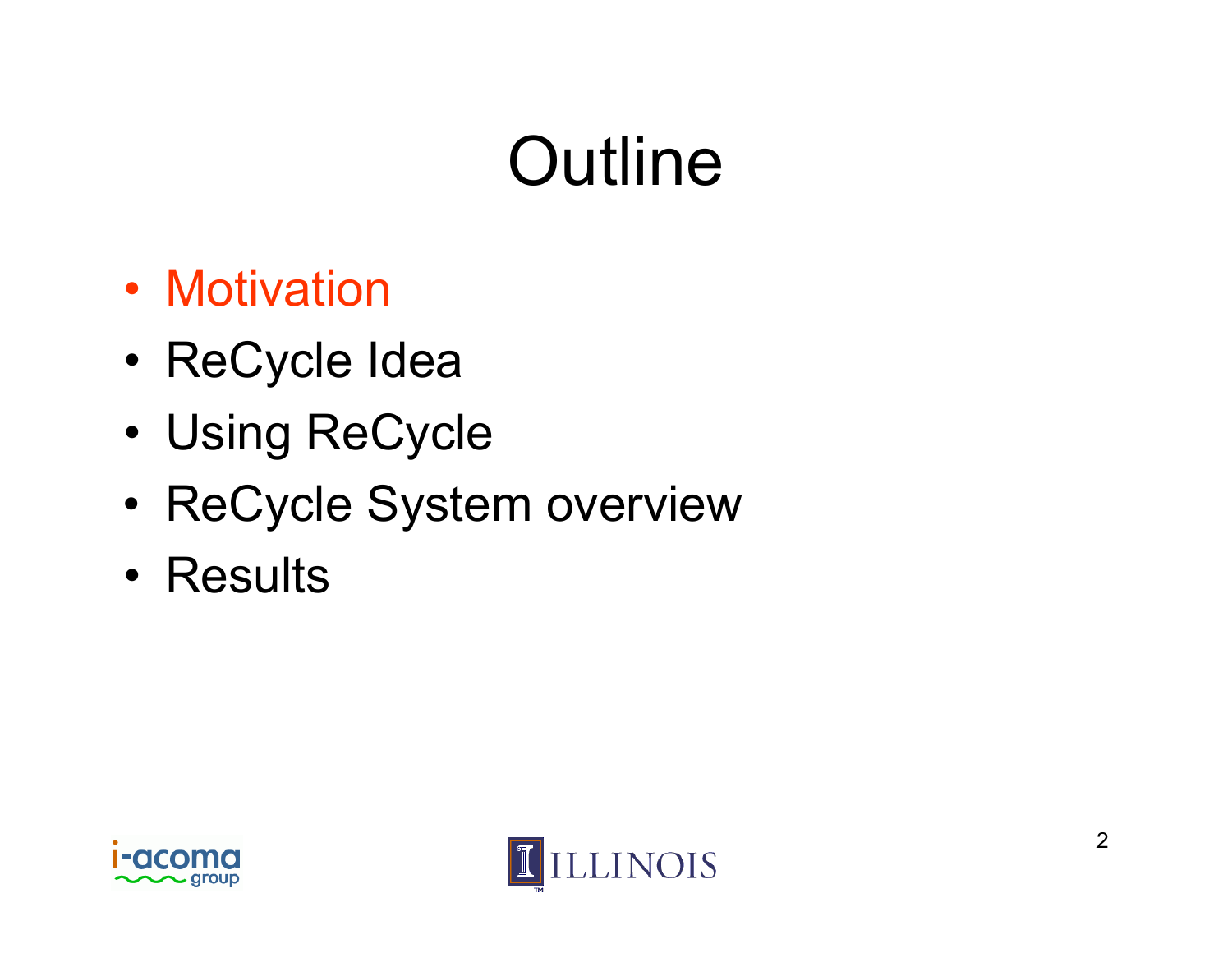# Outline

- Motivation
- ReCycle Idea
- Using ReCycle
- ReCycle System overview
- Results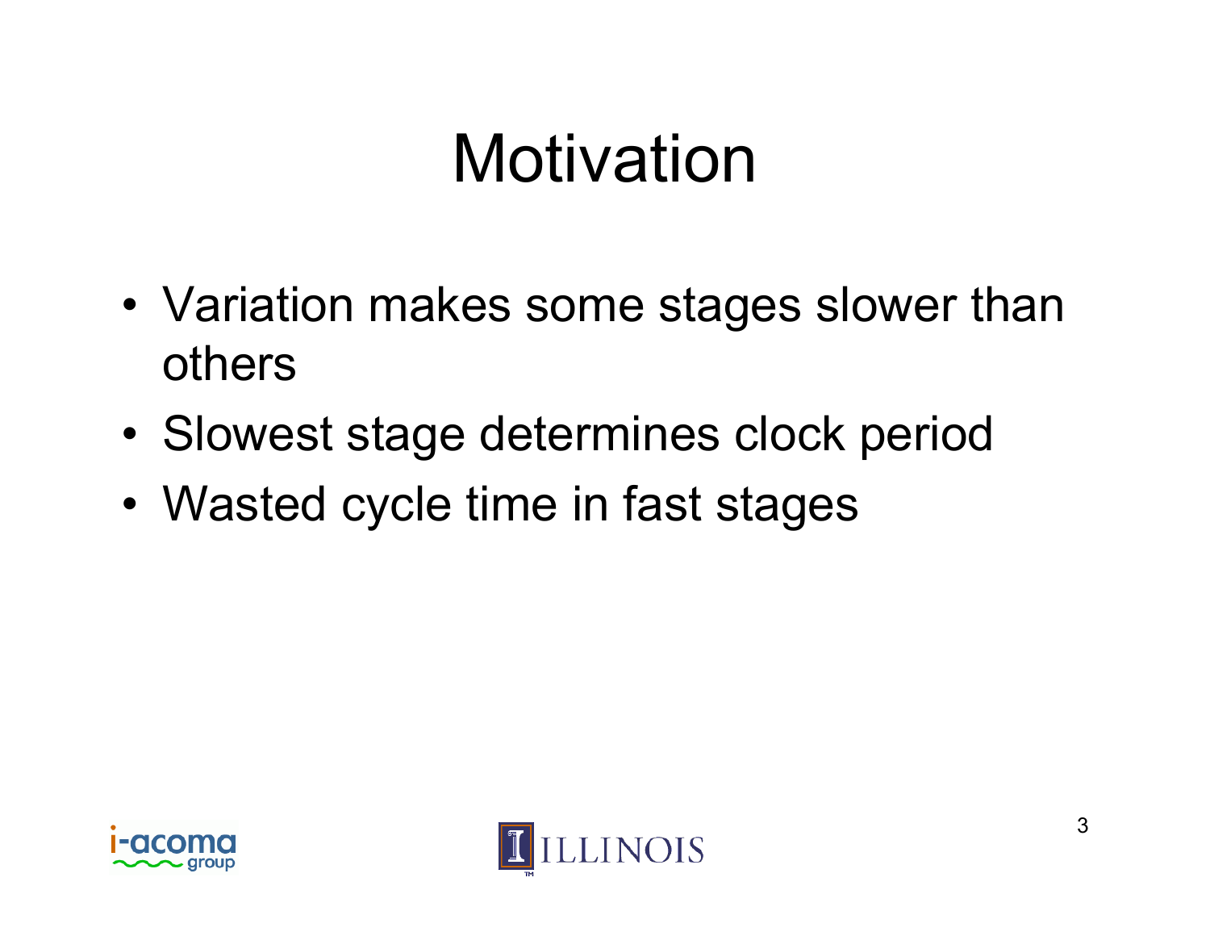# Motivation

- Variation makes some stages slower than others
- Slowest stage determines clock period
- Wasted cycle time in fast stages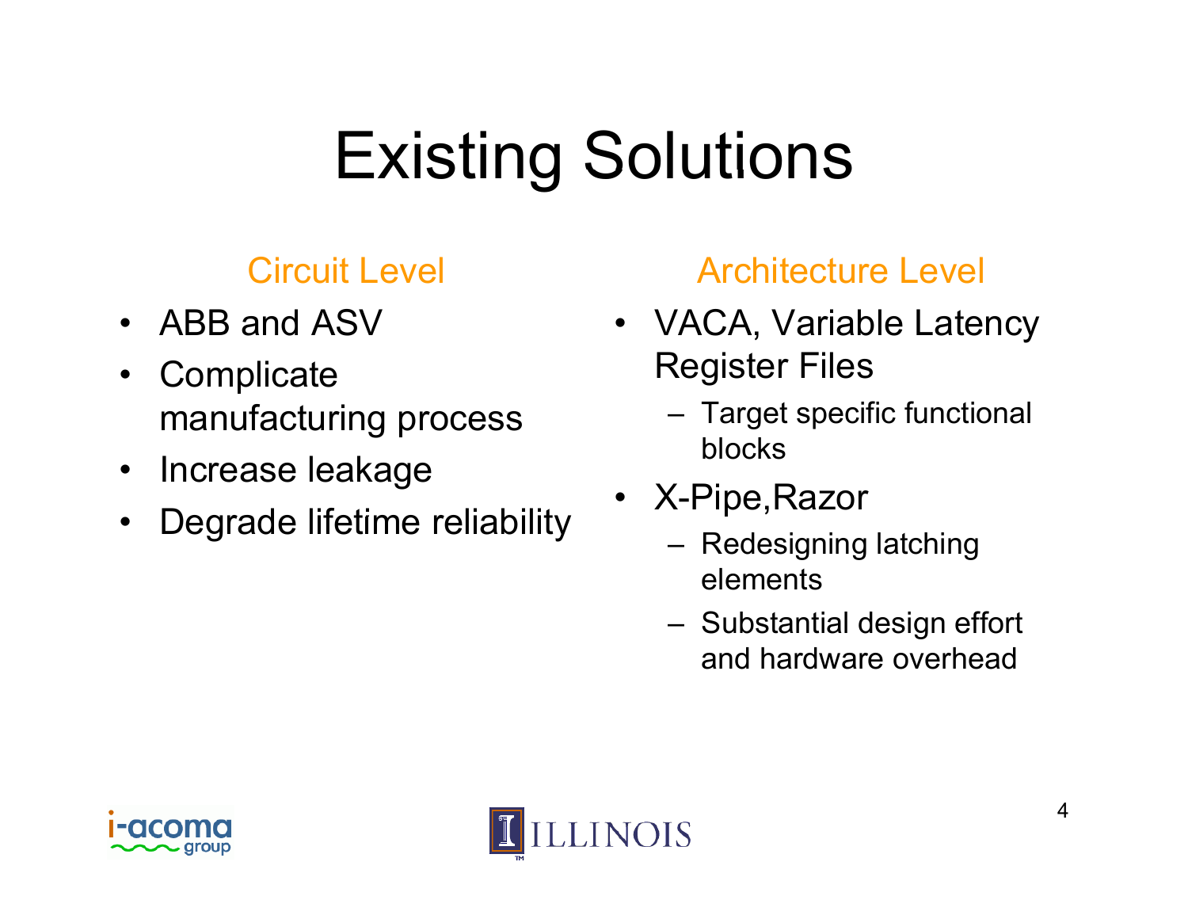# Existing Solutions

## Circuit Level

- ABB and ASV
- Complicate manufacturing process
- Increase leakage
- Degrade lifetime reliability

## Architecture Level

- VACA, Variable Latency Register Files
  - Target specific functional blocks
- X-Pipe,Razor
  - Redesigning latching elements
  - Substantial design effort and hardware overhead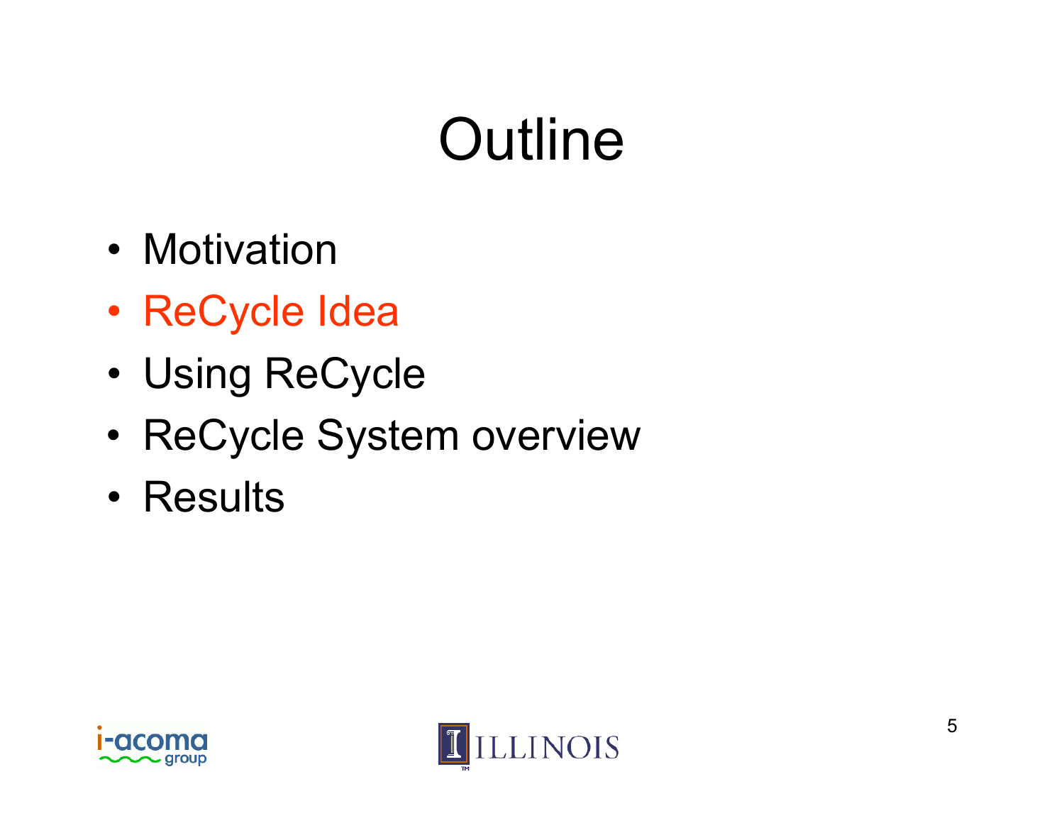# Outline

- Motivation
- ReCycle Idea
- Using ReCycle
- ReCycle System overview
- Results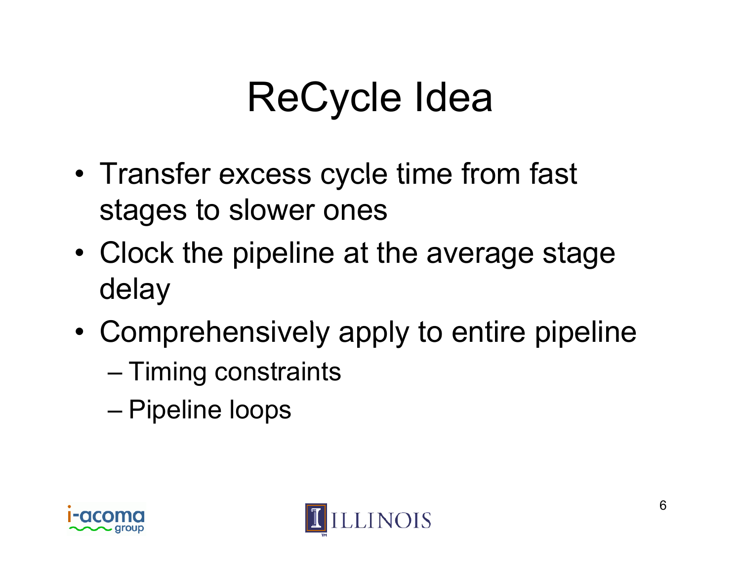# ReCycle Idea

- Transfer excess cycle time from fast stages to slower ones
- Clock the pipeline at the average stage delay
- Comprehensively apply to entire pipeline
  - Timing constraints
  - Pipeline loops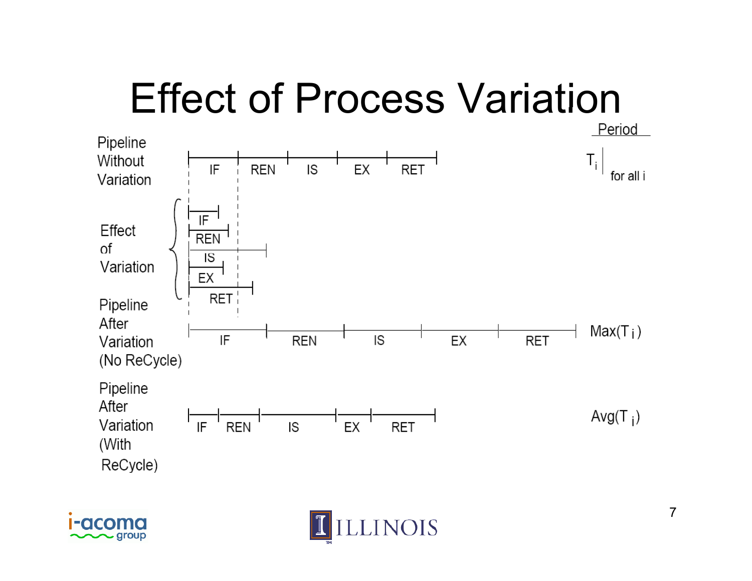# Effect of Process Variation

| | | Period |
|---|---|---|
| Pipeline Without Variation | IF \| REN \| IS \| EX \| RET | $T_i$ for all i |
| Effect of Variation | IF, REN, IS, EX, RET | |
| Pipeline After Variation (No ReCycle) | IF \| REN \| IS \| EX \| RET | $Max(T_i)$ |
| Pipeline After Variation (With ReCycle) | IF \| REN \| IS \| EX \| RET | $Avg(T_i)$ |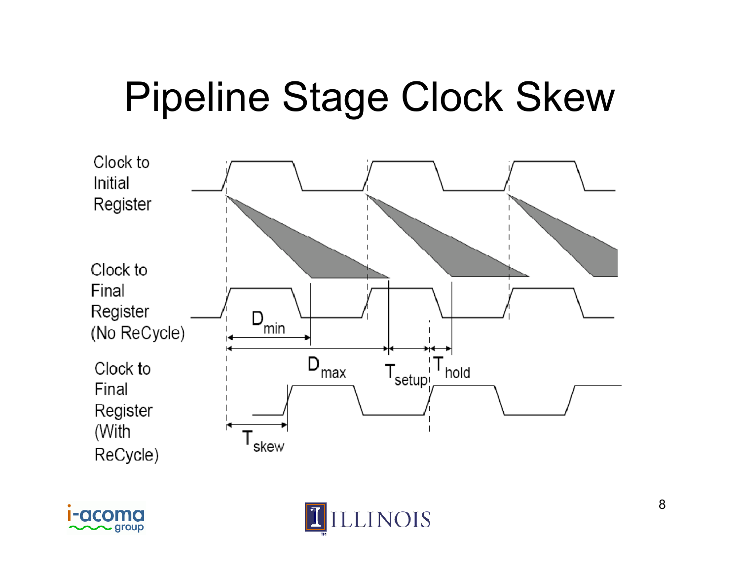# Pipeline Stage Clock Skew

Clock to Initial Register

Clock to Final Register (No ReCycle)

Clock to Final Register (With ReCycle)

$D_{min}$

$D_{max}$

$T_{setup}$

$T_{hold}$

$T_{skew}$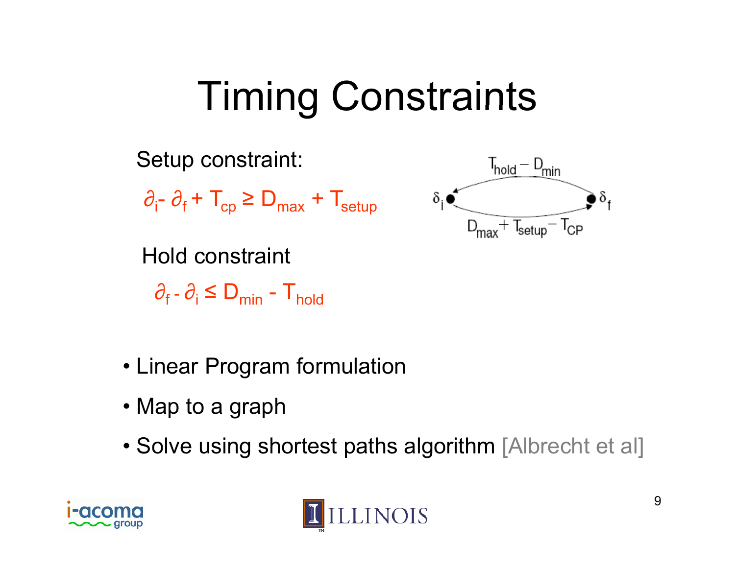# Timing Constraints

Setup constraint:

$$\partial_i - \partial_f + T_{cp} \geq D_{max} + T_{setup}$$

Hold constraint

$$\partial_f - \partial_i \leq D_{min} - T_{hold}$$

$T_{hold} - D_{min}$

$\delta_i$ $\delta_f$

$D_{max} + T_{setup} - T_{CP}$

- Linear Program formulation
- Map to a graph
- Solve using shortest paths algorithm [Albrecht et al]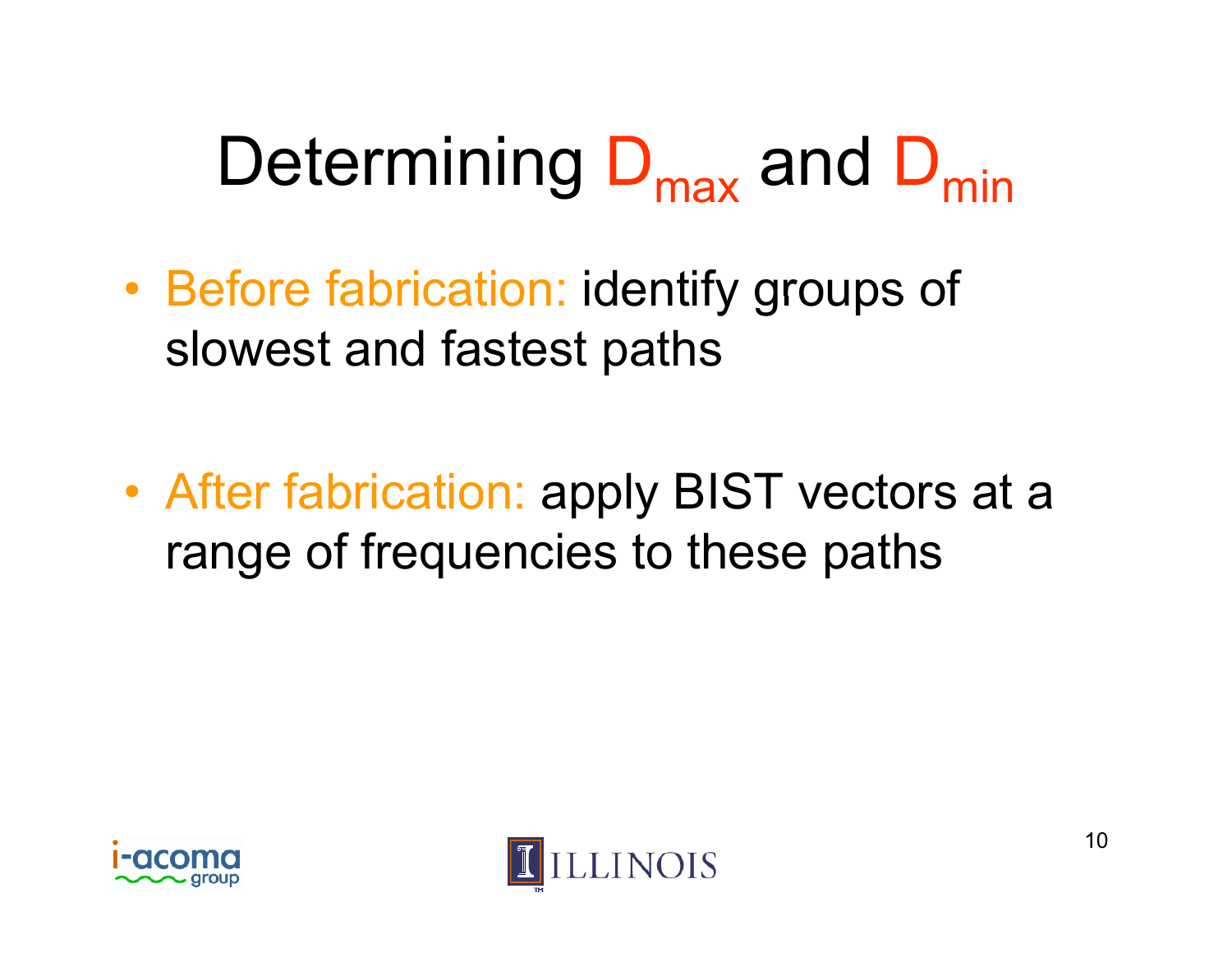# Determining $D_{max}$ and $D_{min}$

- Before fabrication: identify groups of slowest and fastest paths
- After fabrication: apply BIST vectors at a range of frequencies to these paths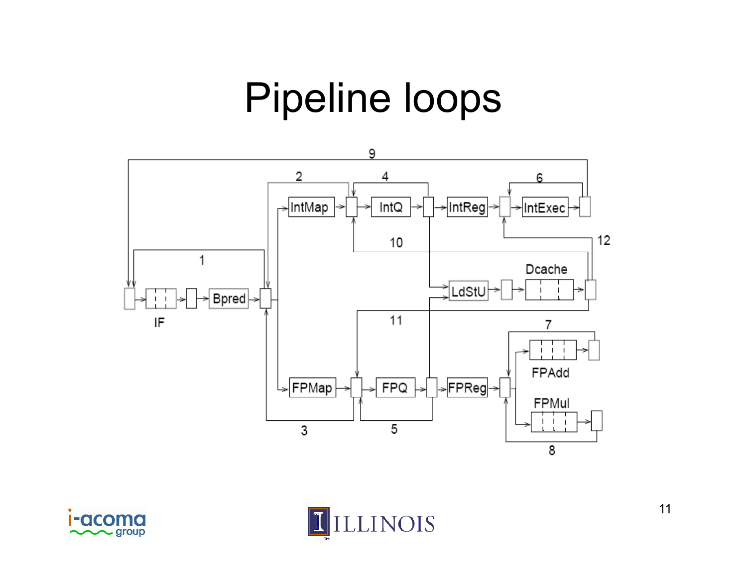# Pipeline loops

IntMap, IntQ, IntReg, IntExec, IF, Bpred, LdStU, Dcache, FPMap, FPQ, FPReg, FPAdd, FPMul

1, 2, 3, 4, 5, 6, 7, 8, 9, 10, 11, 12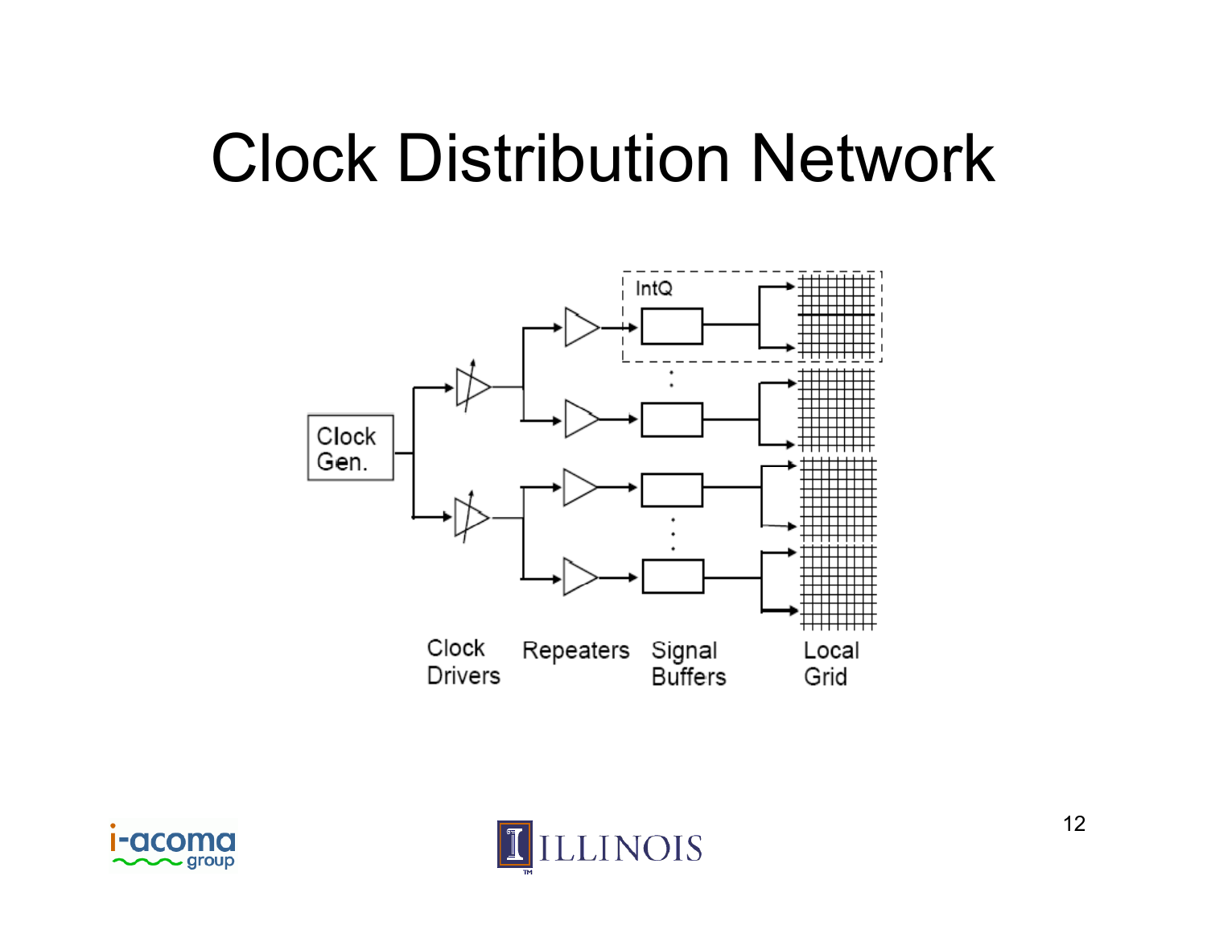# Clock Distribution Network

IntQ

Clock Gen.

Clock Drivers | Repeaters | Signal Buffers | Local Grid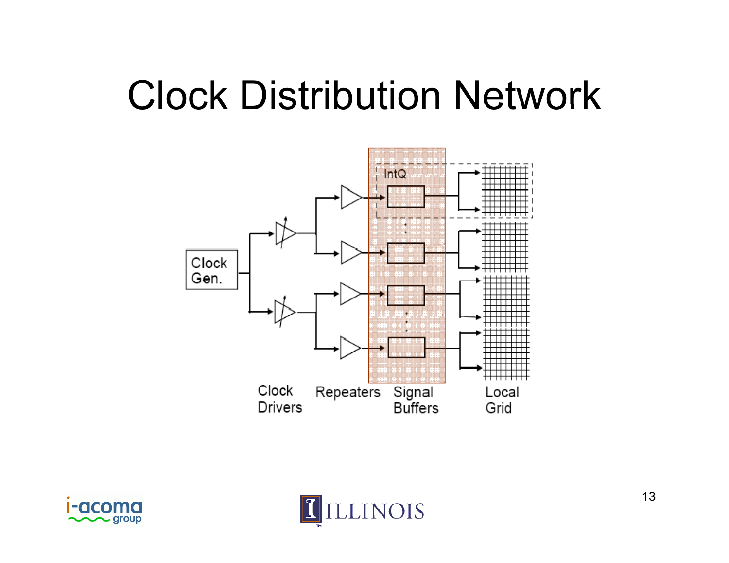# Clock Distribution Network

IntQ

Clock Gen.

Clock Drivers

Repeaters

Signal Buffers

Local Grid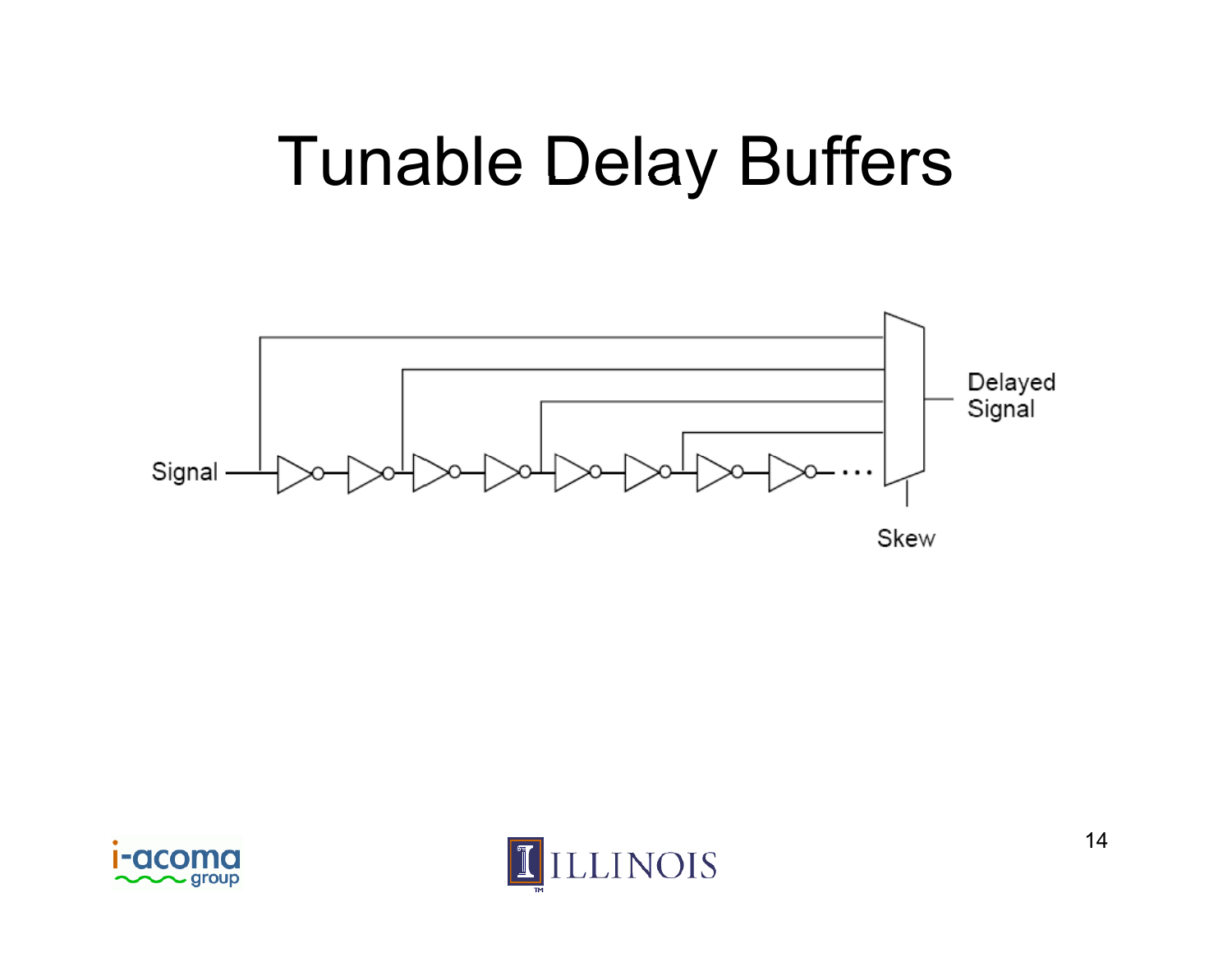# Tunable Delay Buffers

Signal

Delayed Signal

Skew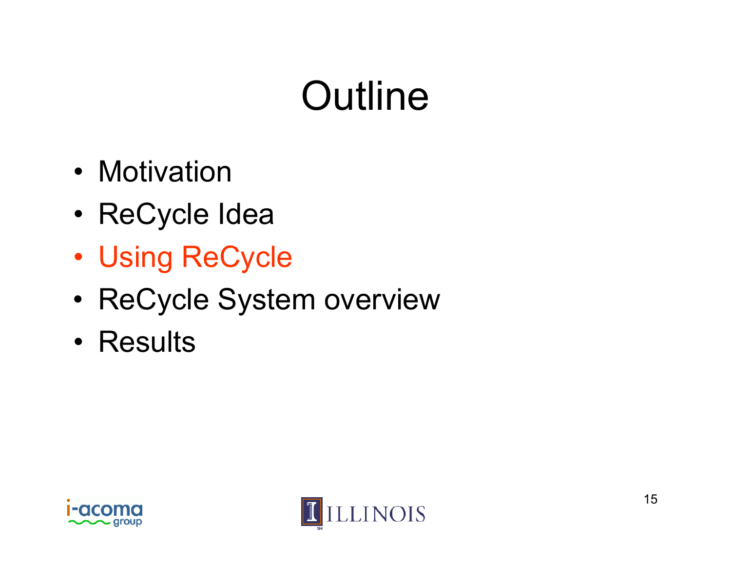# Outline

- Motivation
- ReCycle Idea
- Using ReCycle
- ReCycle System overview
- Results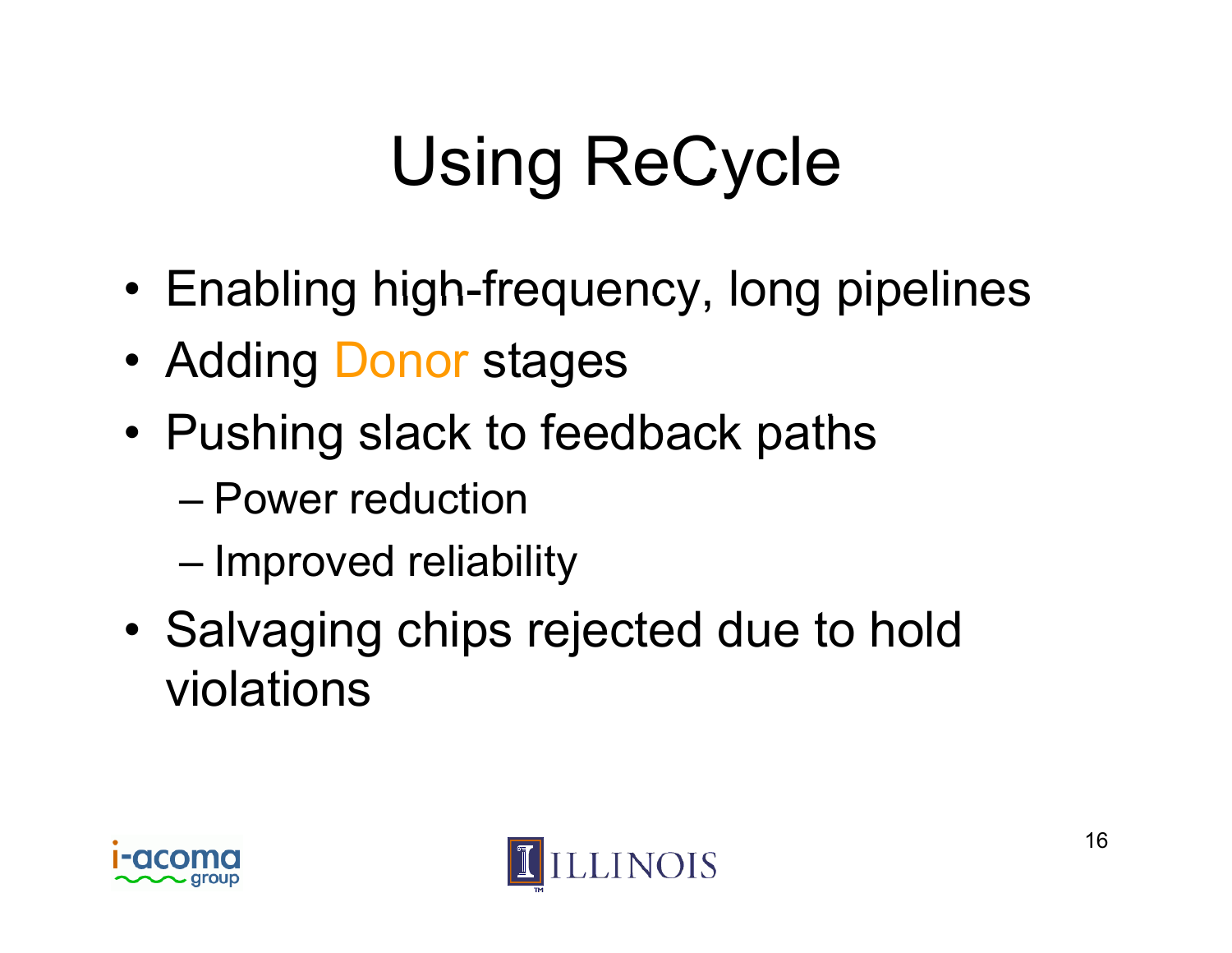# Using ReCycle

- Enabling high-frequency, long pipelines
- Adding Donor stages
- Pushing slack to feedback paths
  - Power reduction
  - Improved reliability
- Salvaging chips rejected due to hold violations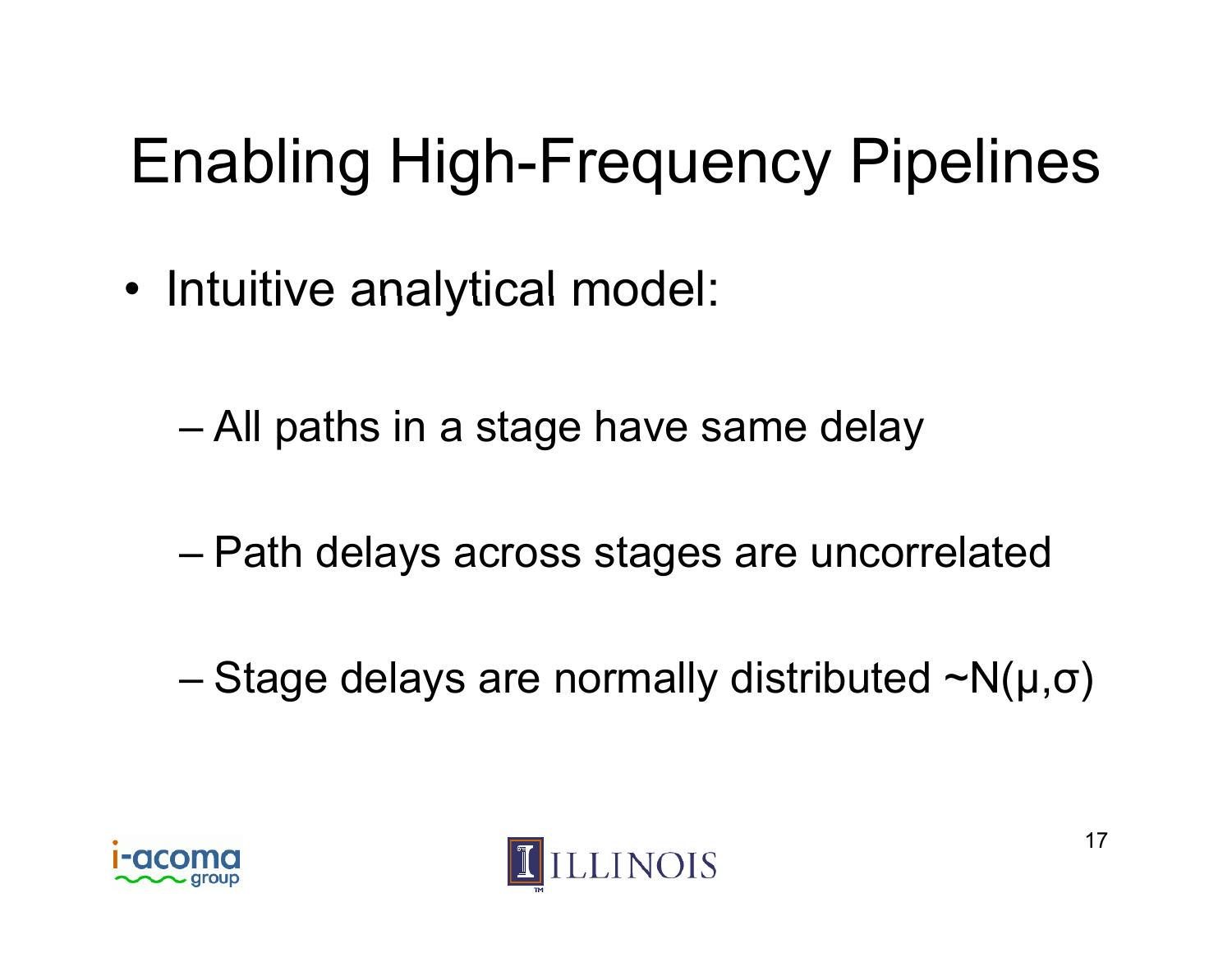# Enabling High-Frequency Pipelines

- Intuitive analytical model:
  - All paths in a stage have same delay
  - Path delays across stages are uncorrelated
  - Stage delays are normally distributed ~$N(\mu,\sigma)$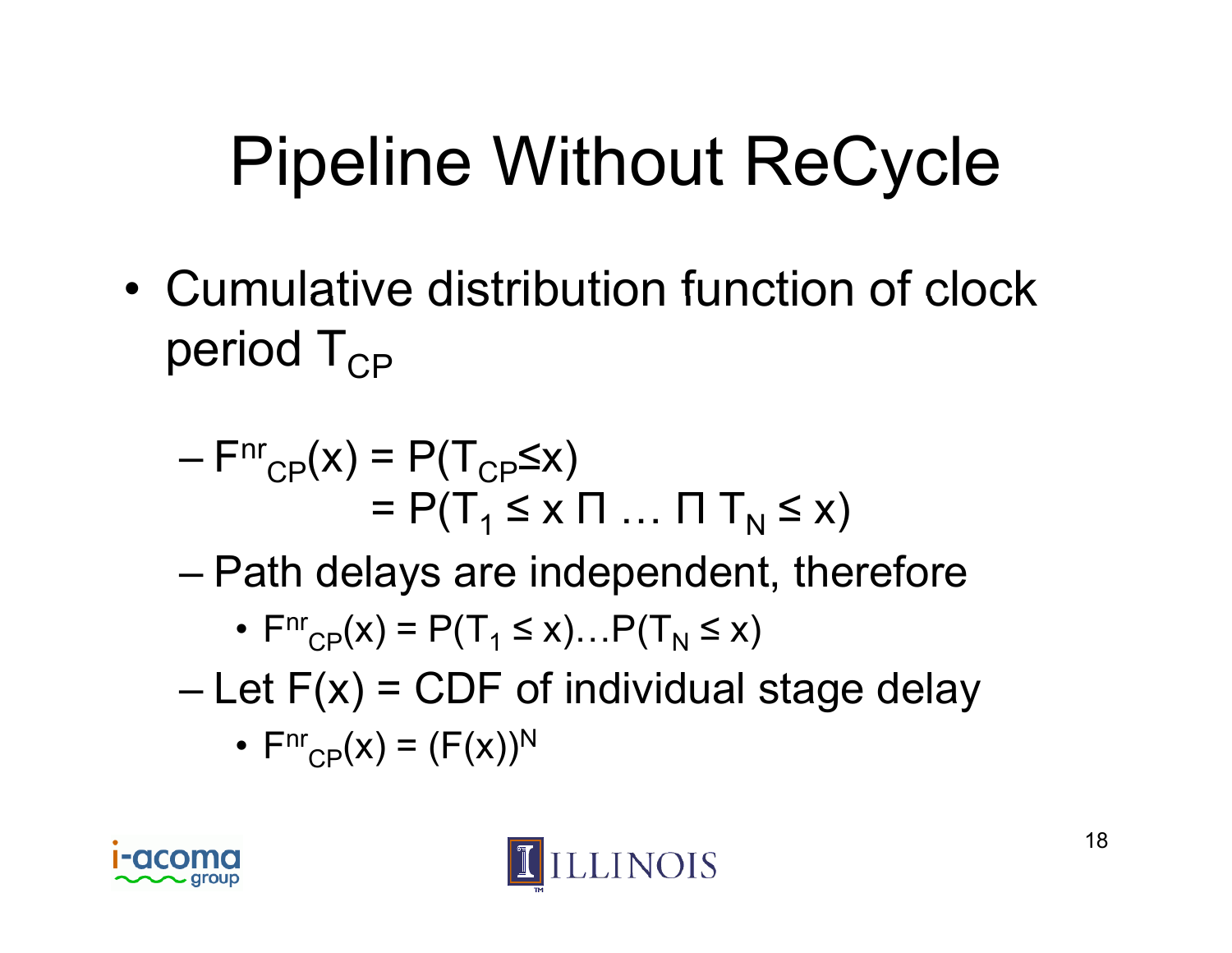# Pipeline Without ReCycle

- Cumulative distribution function of clock period $T_{CP}$
  - $F^{nr}_{CP}(x) = P(T_{CP} \leq x)$
    $= P(T_1 \leq x \sqcap \ldots \sqcap T_N \leq x)$
  - Path delays are independent, therefore
    - $F^{nr}_{CP}(x) = P(T_1 \leq x) \ldots P(T_N \leq x)$
  - Let F(x) = CDF of individual stage delay
    - $F^{nr}_{CP}(x) = (F(x))^N$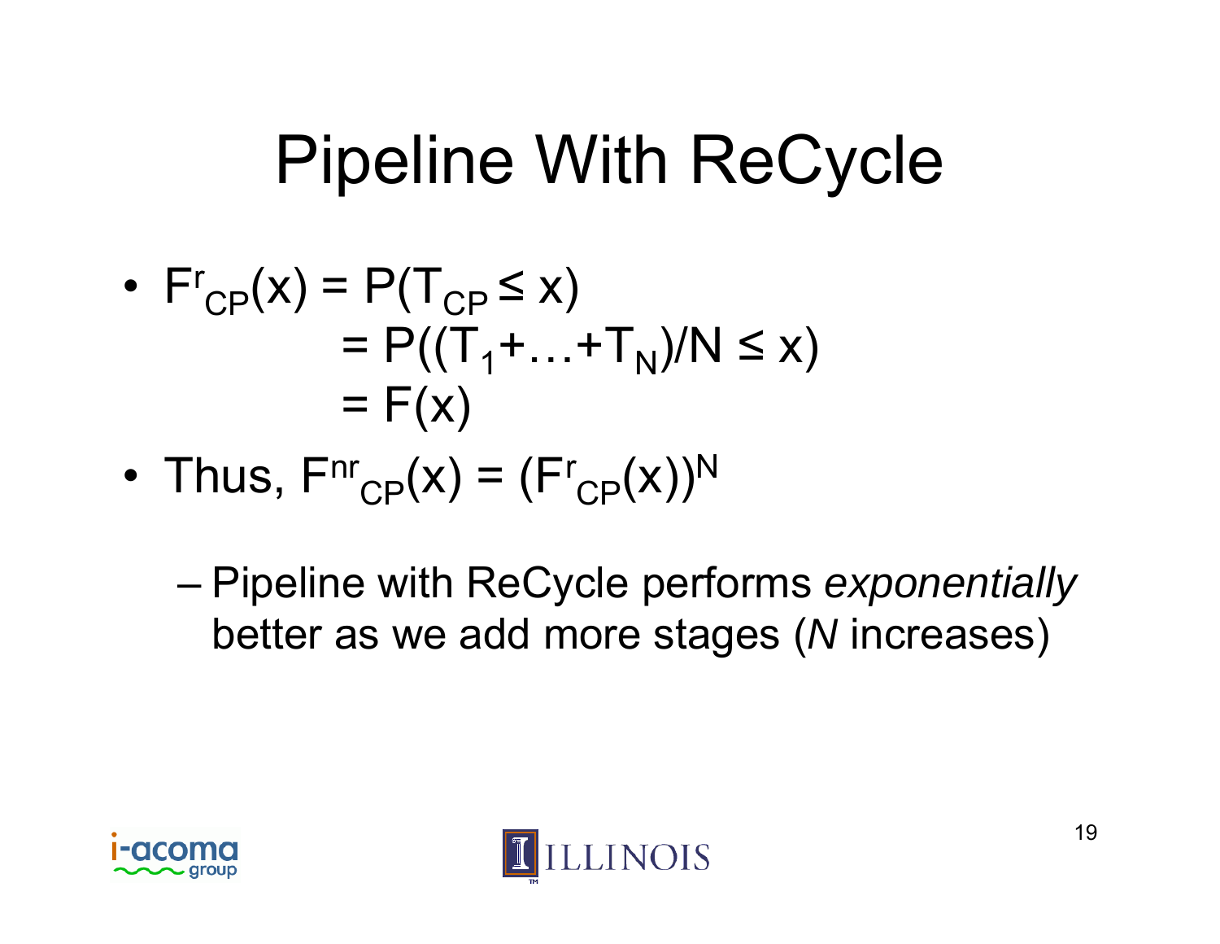# Pipeline With ReCycle

- $F^{r}_{CP}(x) = P(T_{CP} \leq x)$
  $= P((T_1 + \ldots + T_N)/N \leq x)$
  $= F(x)$
- Thus, $F^{nr}_{CP}(x) = (F^{r}_{CP}(x))^N$
  - Pipeline with ReCycle performs *exponentially* better as we add more stages (*N* increases)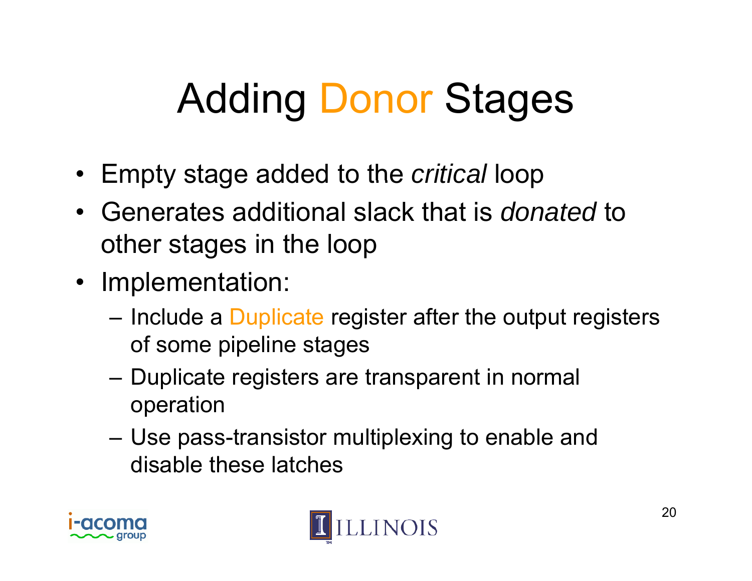# Adding Donor Stages

- Empty stage added to the *critical* loop
- Generates additional slack that is *donated* to other stages in the loop
- Implementation:
  - Include a Duplicate register after the output registers of some pipeline stages
  - Duplicate registers are transparent in normal operation
  - Use pass-transistor multiplexing to enable and disable these latches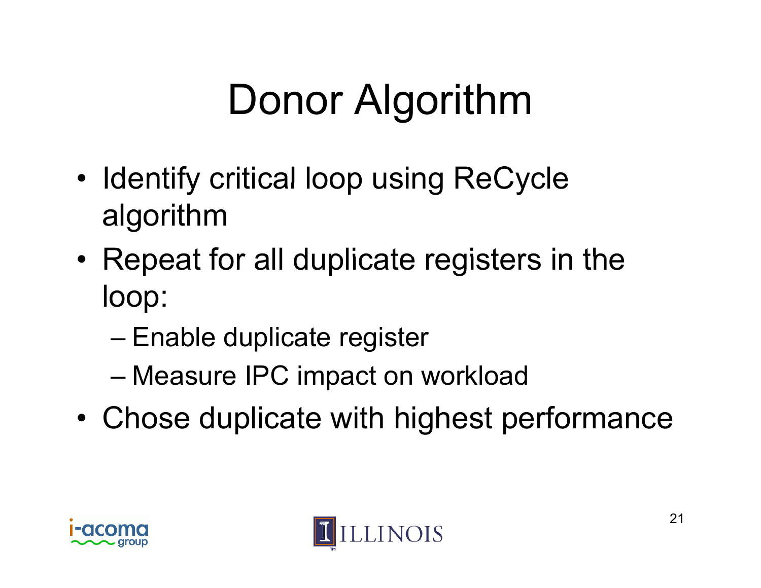# Donor Algorithm

- Identify critical loop using ReCycle algorithm
- Repeat for all duplicate registers in the loop:
  - Enable duplicate register
  - Measure IPC impact on workload
- Chose duplicate with highest performance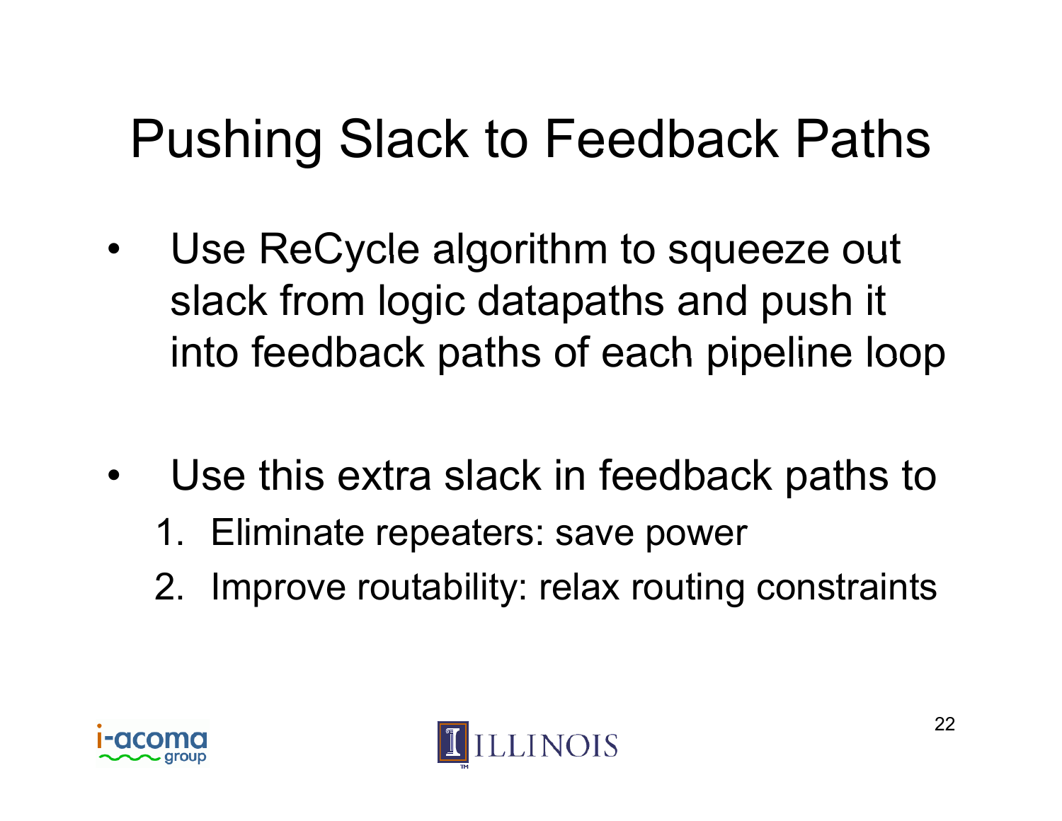# Pushing Slack to Feedback Paths

- Use ReCycle algorithm to squeeze out slack from logic datapaths and push it into feedback paths of each pipeline loop

- Use this extra slack in feedback paths to
  1. Eliminate repeaters: save power
  2. Improve routability: relax routing constraints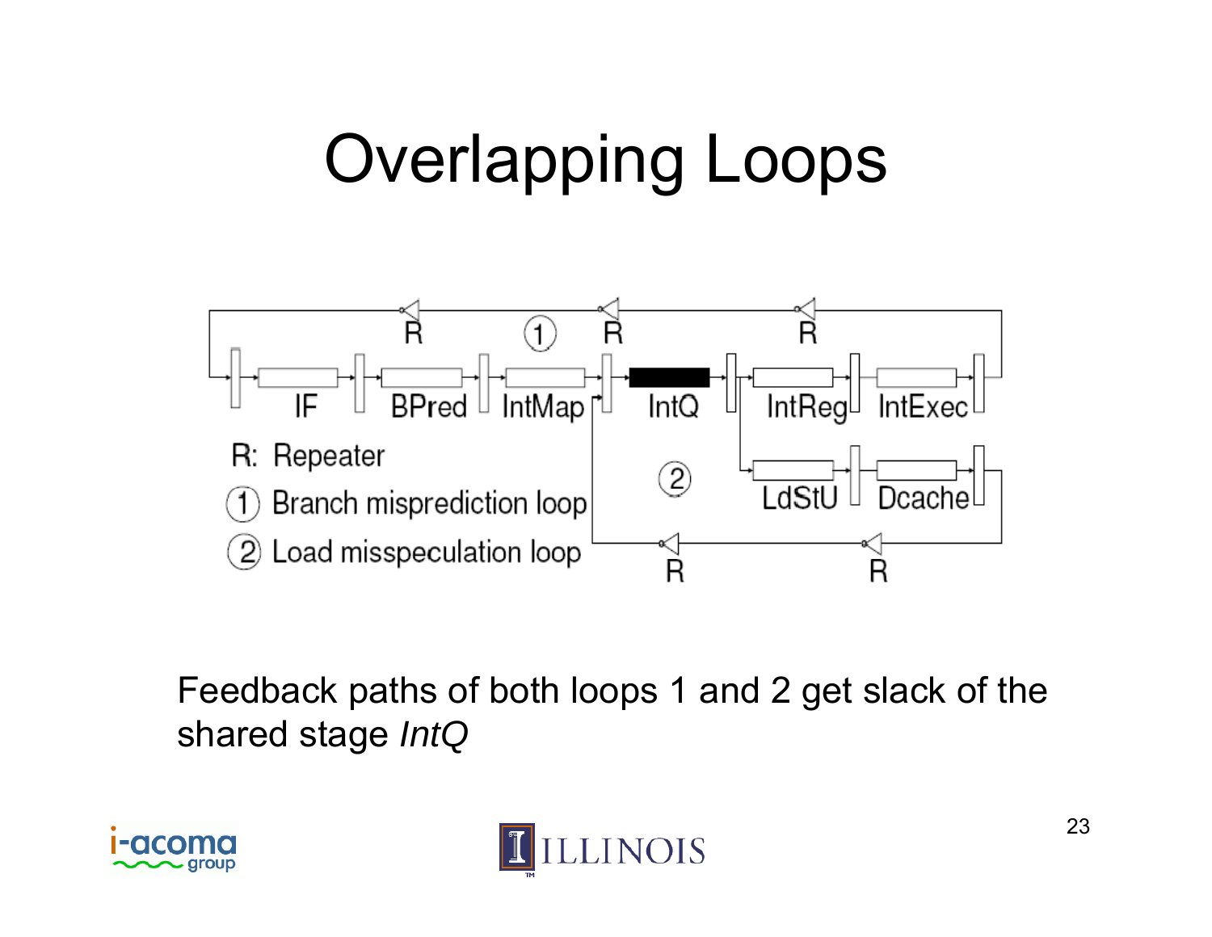# Overlapping Loops

R: Repeater

① Branch misprediction loop

② Load misspeculation loop

IF | BPred | IntMap | IntQ | IntReg | IntExec | LdStU | Dcache

Feedback paths of both loops 1 and 2 get slack of the shared stage *IntQ*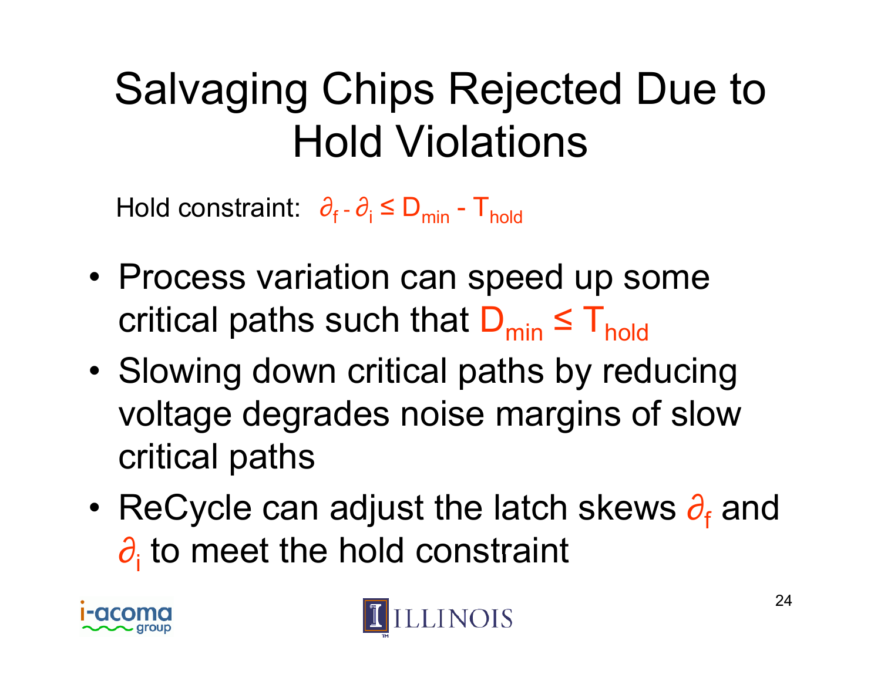# Salvaging Chips Rejected Due to Hold Violations

Hold constraint: $\partial_f - \partial_i \leq D_{min} - T_{hold}$

- Process variation can speed up some critical paths such that $D_{min} \leq T_{hold}$
- Slowing down critical paths by reducing voltage degrades noise margins of slow critical paths
- ReCycle can adjust the latch skews $\partial_f$ and $\partial_i$ to meet the hold constraint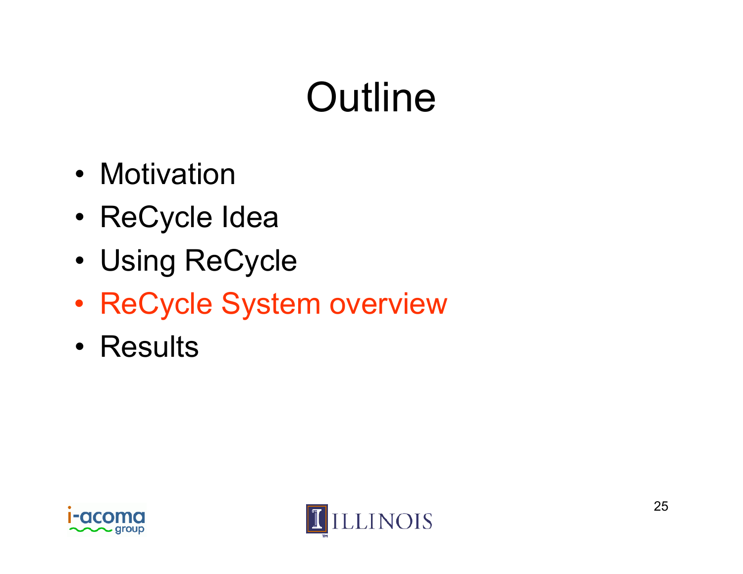# Outline

- Motivation
- ReCycle Idea
- Using ReCycle
- ReCycle System overview
- Results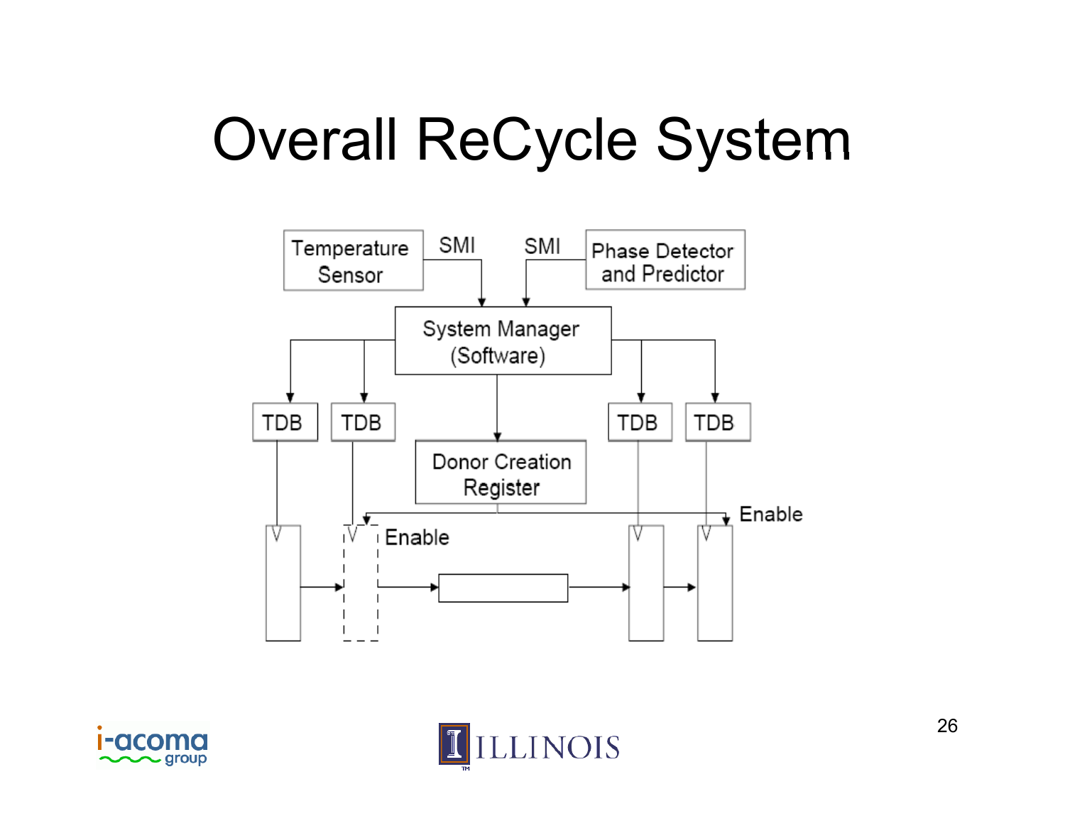# Overall ReCycle System

Temperature Sensor — SMI → System Manager (Software)

Phase Detector and Predictor — SMI → System Manager (Software)

System Manager (Software) → TDB, TDB, Donor Creation Register, TDB, TDB

Donor Creation Register → Enable

Enable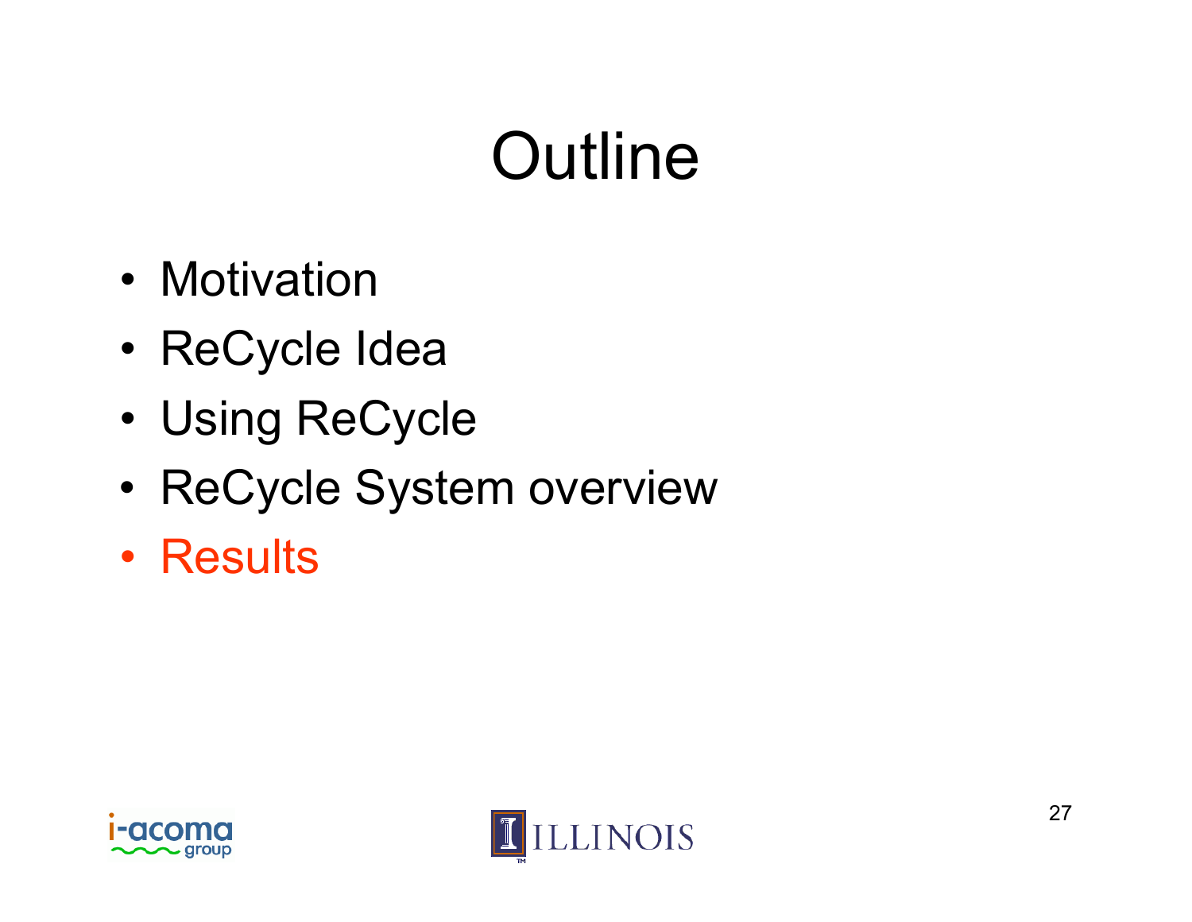# Outline

- Motivation
- ReCycle Idea
- Using ReCycle
- ReCycle System overview
- Results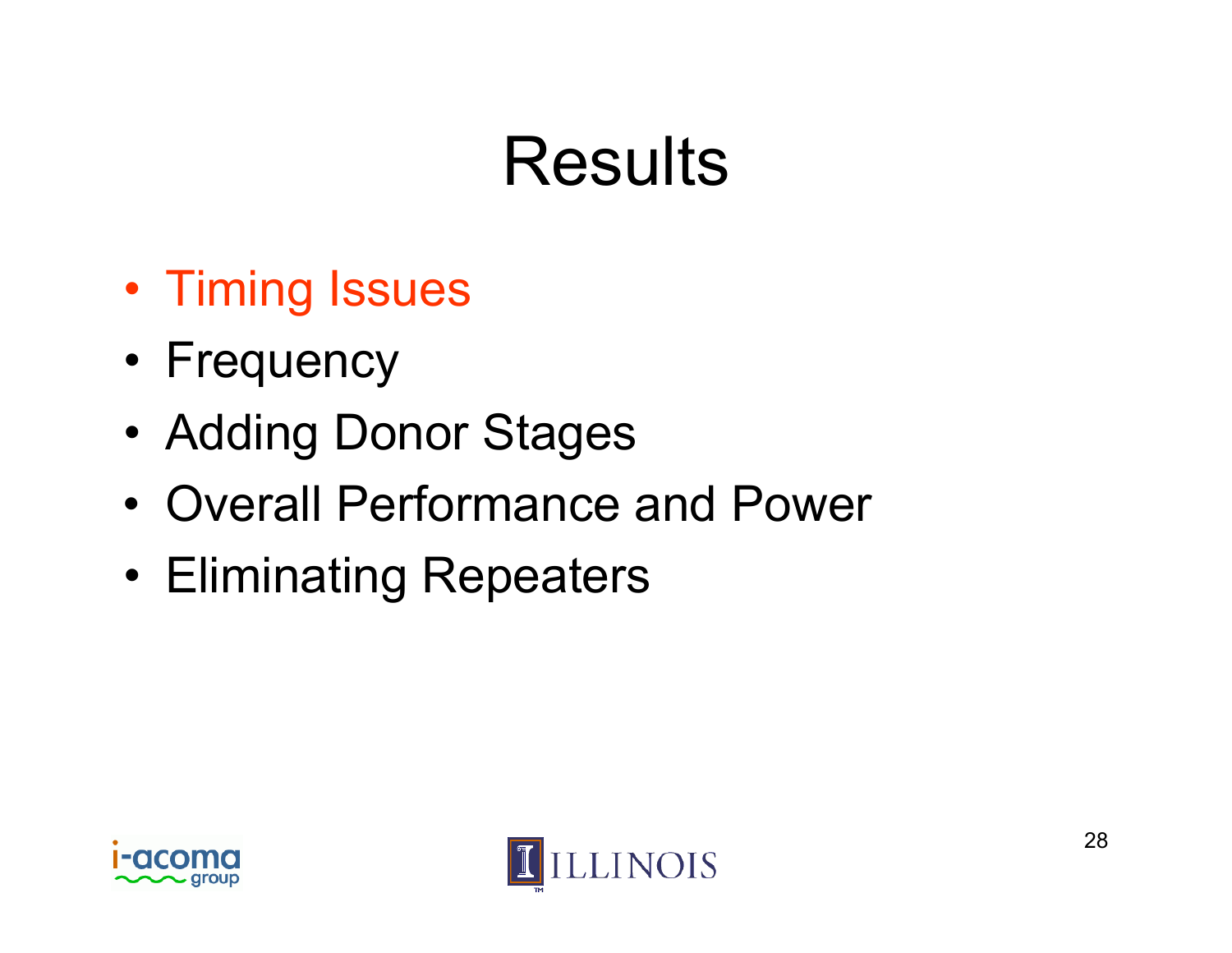# Results

- Timing Issues
- Frequency
- Adding Donor Stages
- Overall Performance and Power
- Eliminating Repeaters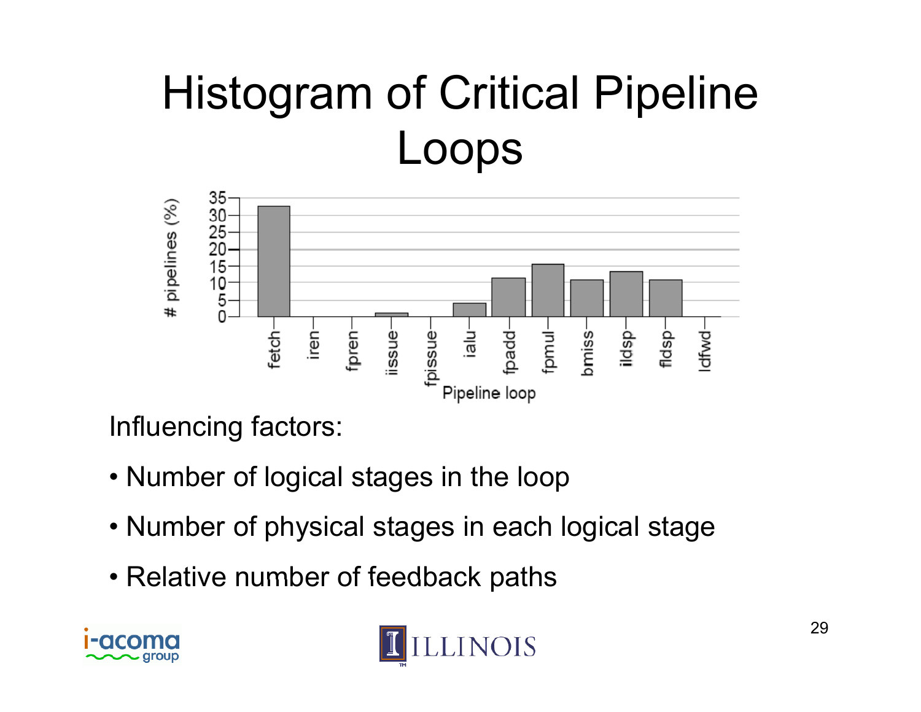# Histogram of Critical Pipeline Loops

Influencing factors:

- Number of logical stages in the loop
- Number of physical stages in each logical stage
- Relative number of feedback paths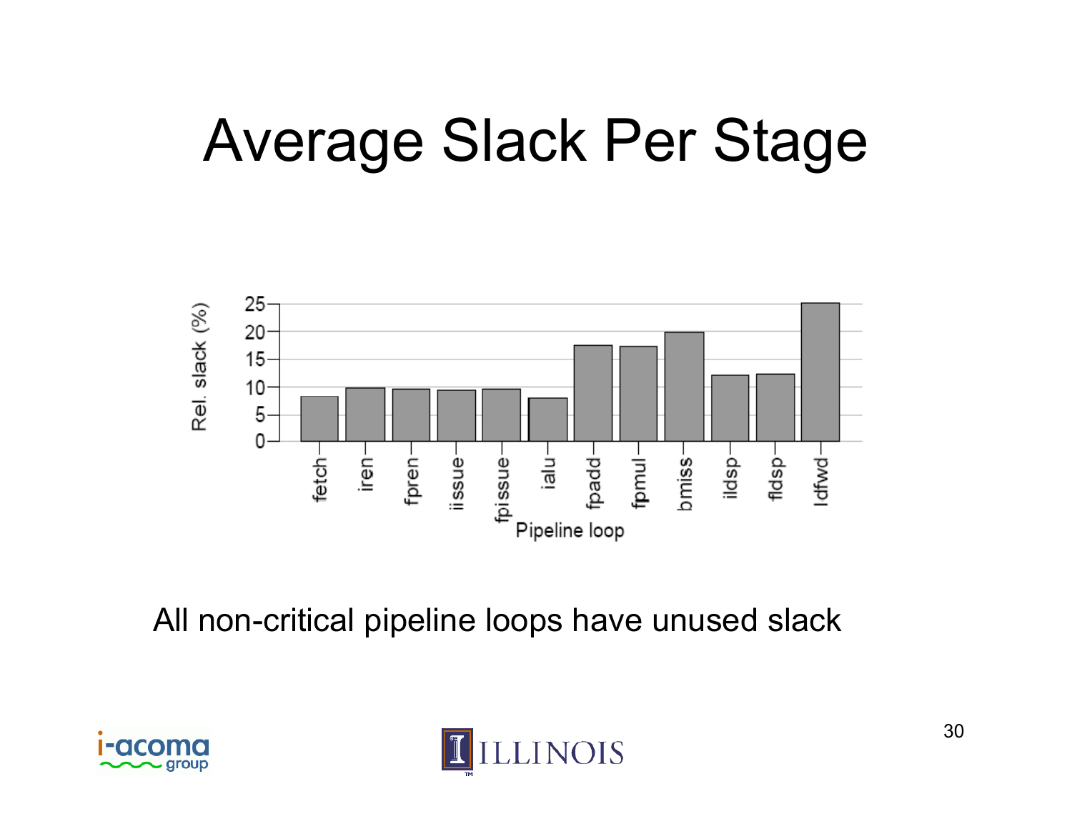# Average Slack Per Stage

| Pipeline loop | Rel. slack (%) |
|---|---|
| fetch | ~8 |
| iren | ~10 |
| fpren | ~9.5 |
| iissue | ~9 |
| fpissue | ~9.5 |
| ialu | ~8 |
| fpadd | ~17.5 |
| fpmul | ~17 |
| bmiss | ~20 |
| ildsp | ~12 |
| fldsp | ~12 |
| ldfwd | ~25 |

All non-critical pipeline loops have unused slack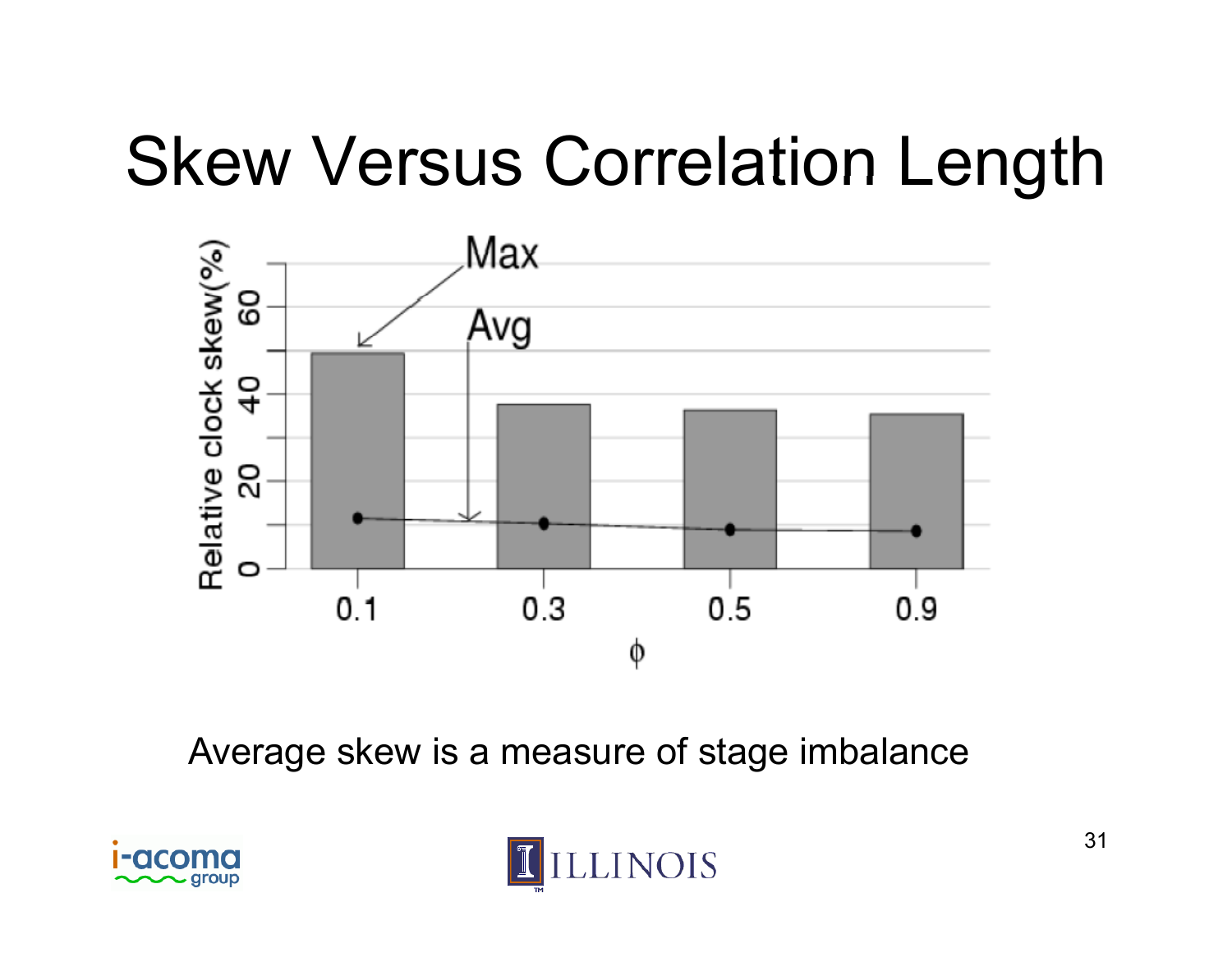# Skew Versus Correlation Length

Average skew is a measure of stage imbalance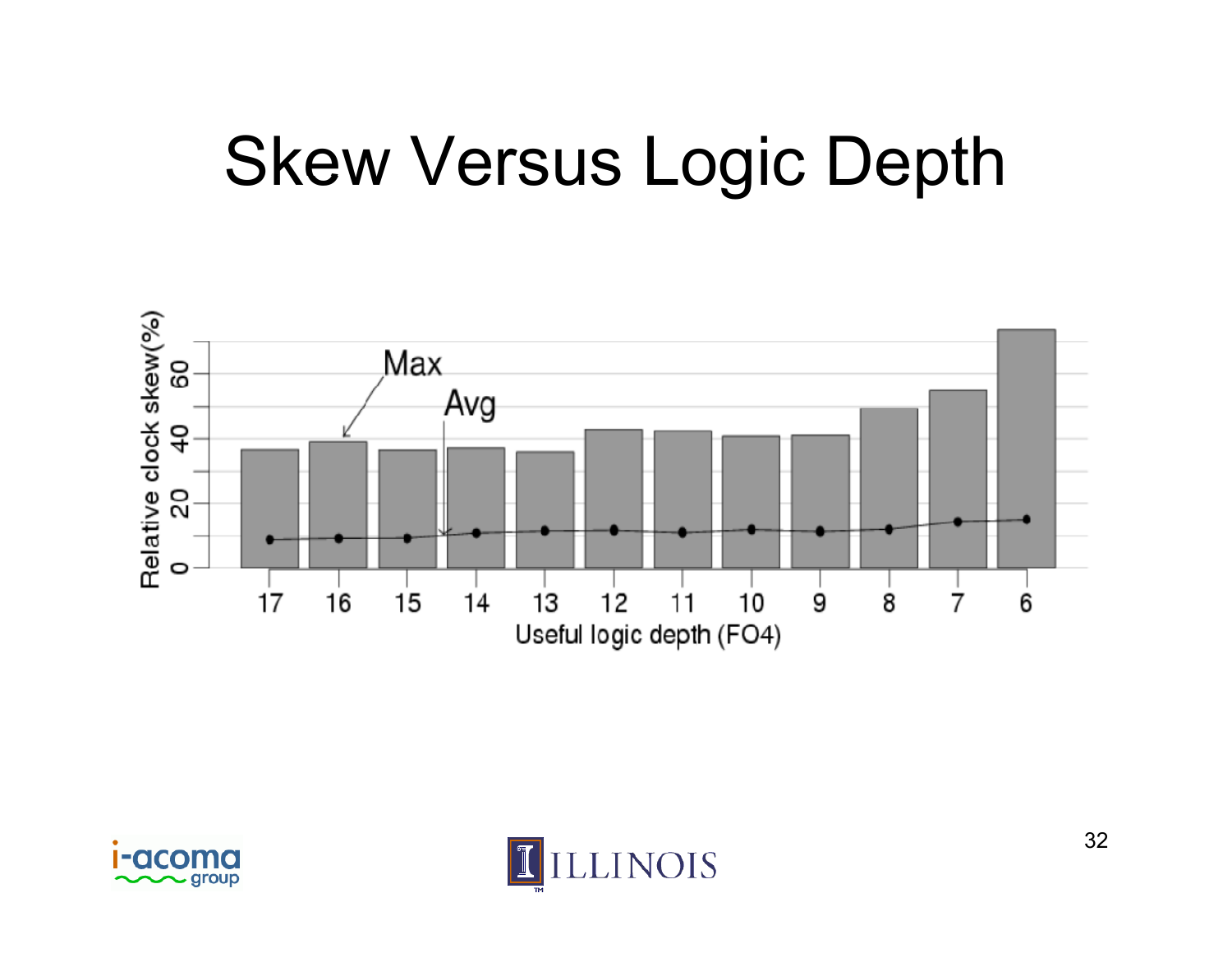# Skew Versus Logic Depth

| Useful logic depth (FO4) | 17 | 16 | 15 | 14 | 13 | 12 | 11 | 10 | 9 | 8 | 7 | 6 |
|---|---|---|---|---|---|---|---|---|---|---|---|---|
| Max relative clock skew (%) | ~37 | ~39 | ~37 | ~37 | ~36 | ~43 | ~42 | ~41 | ~41 | ~49 | ~55 | ~73 |
| Avg relative clock skew (%) | ~9 | ~9 | ~9 | ~11 | ~11 | ~12 | ~11 | ~12 | ~11 | ~12 | ~14 | ~15 |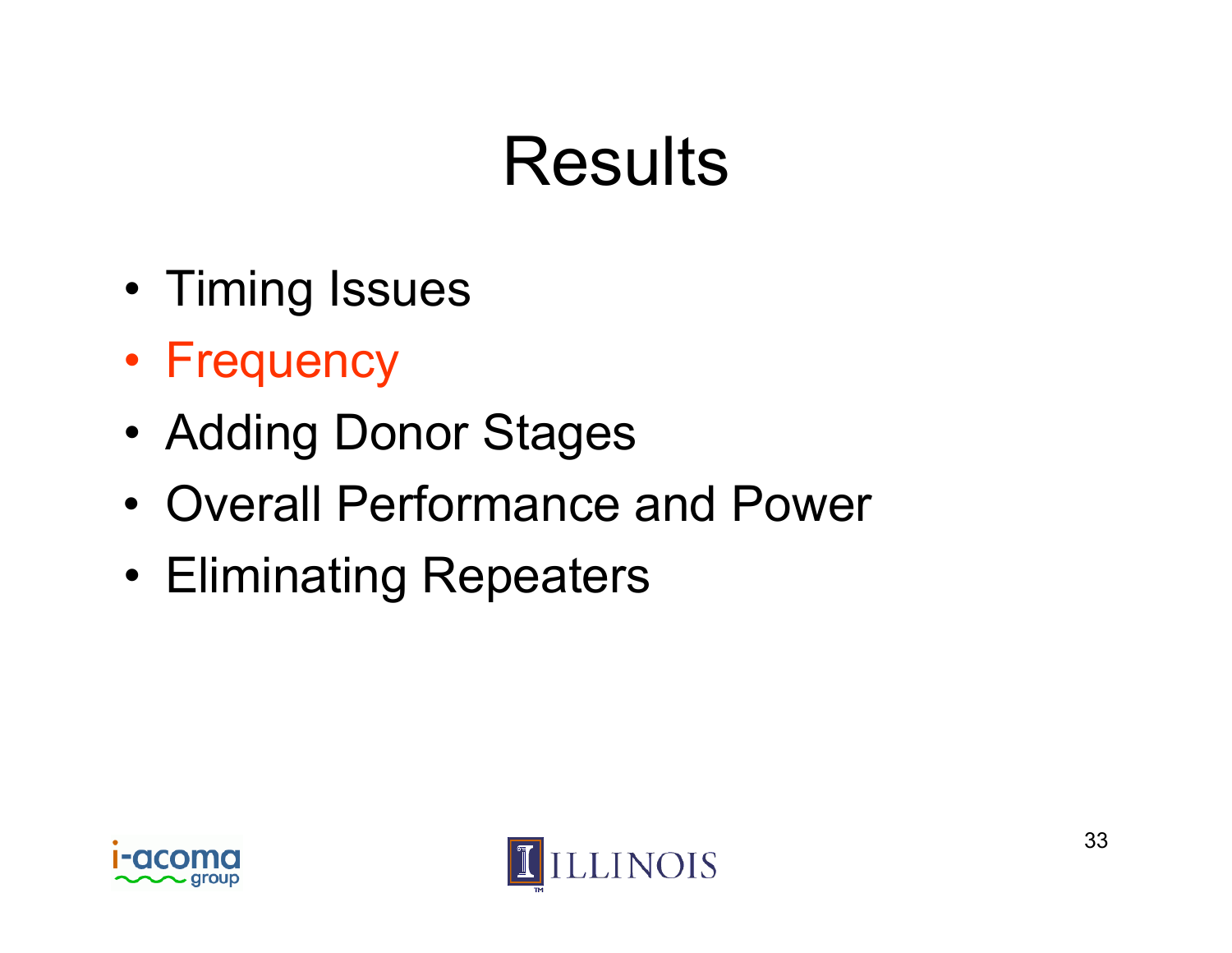# Results

- Timing Issues
- Frequency
- Adding Donor Stages
- Overall Performance and Power
- Eliminating Repeaters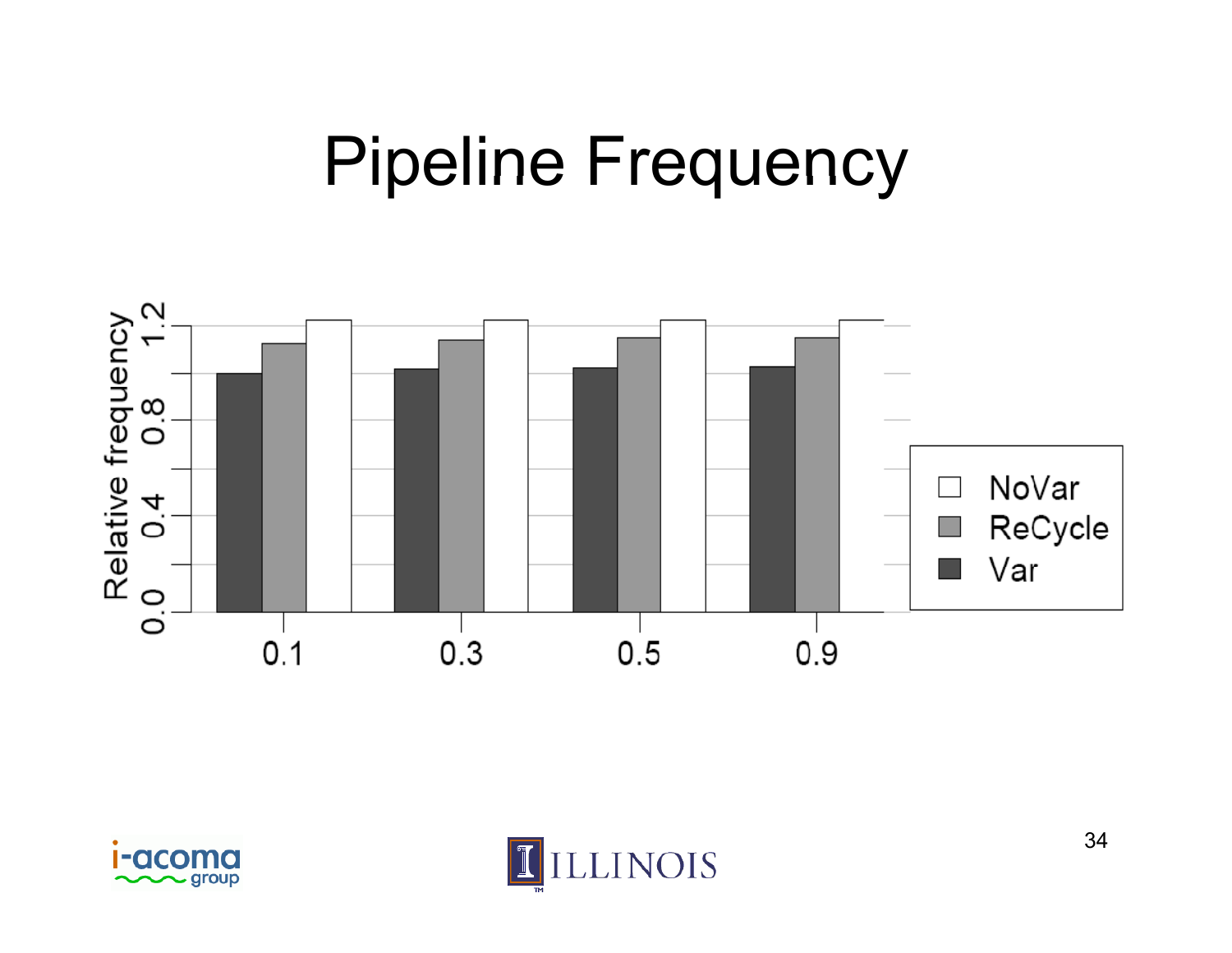# Pipeline Frequency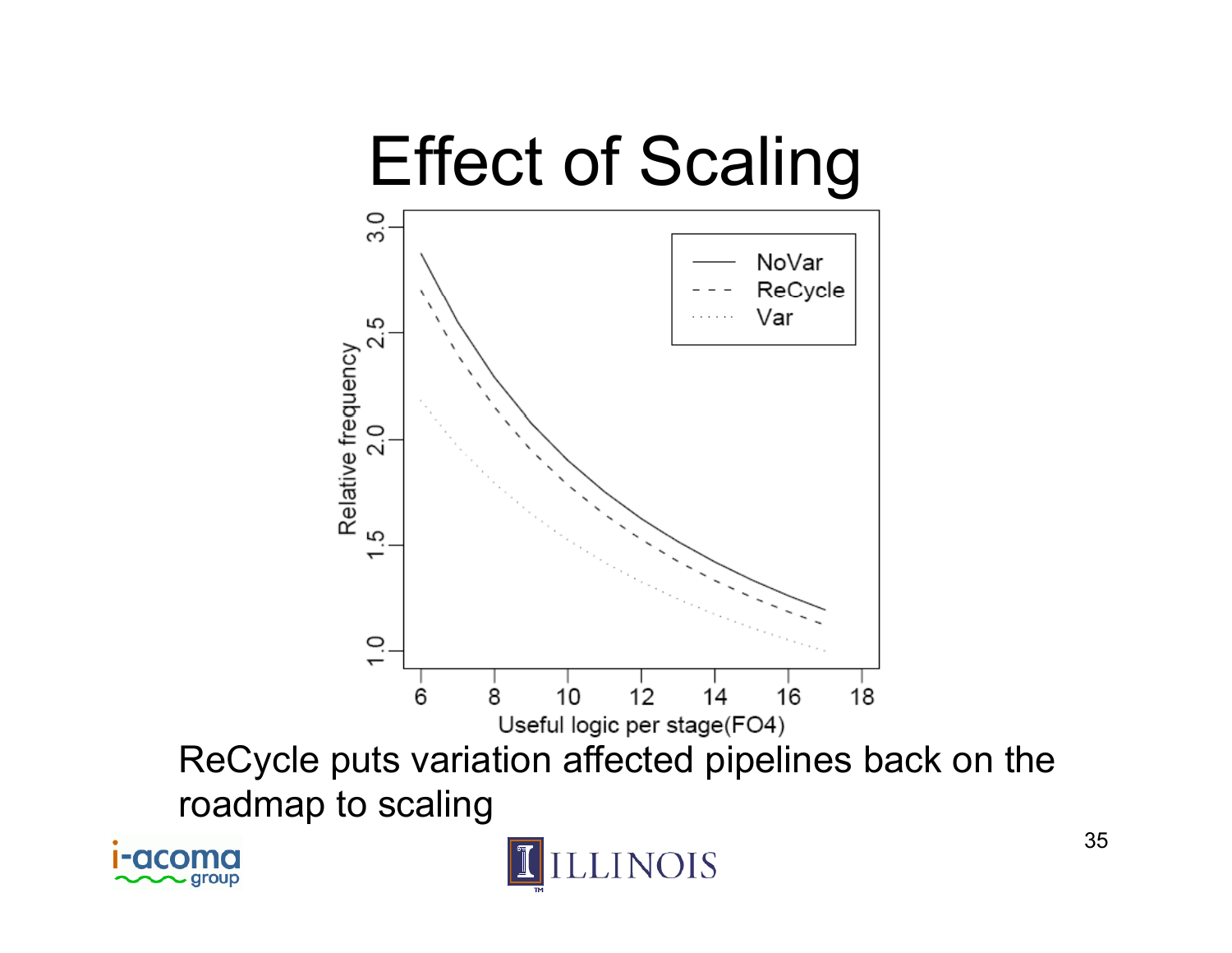# Effect of Scaling

ReCycle puts variation affected pipelines back on the roadmap to scaling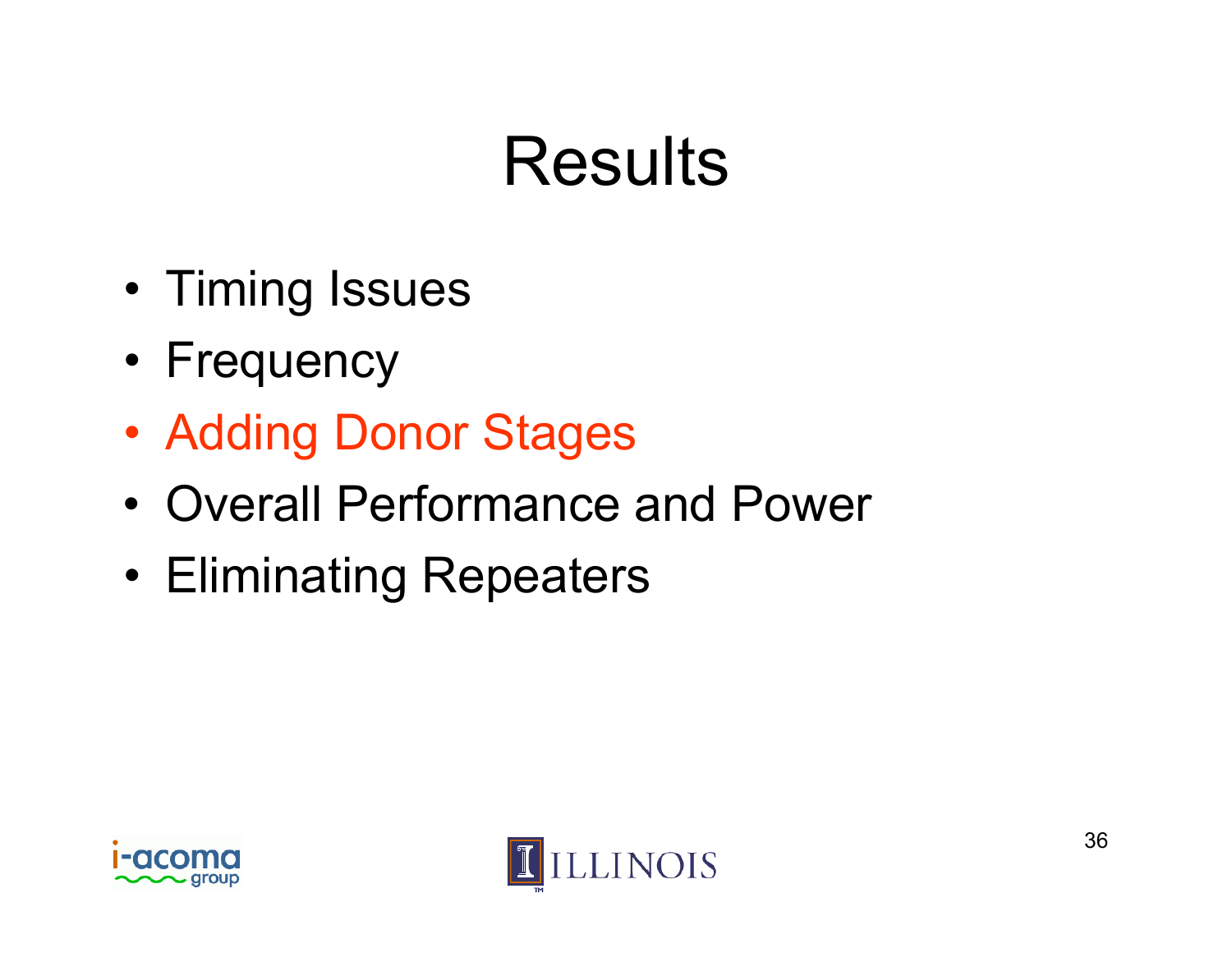# Results

- Timing Issues
- Frequency
- Adding Donor Stages
- Overall Performance and Power
- Eliminating Repeaters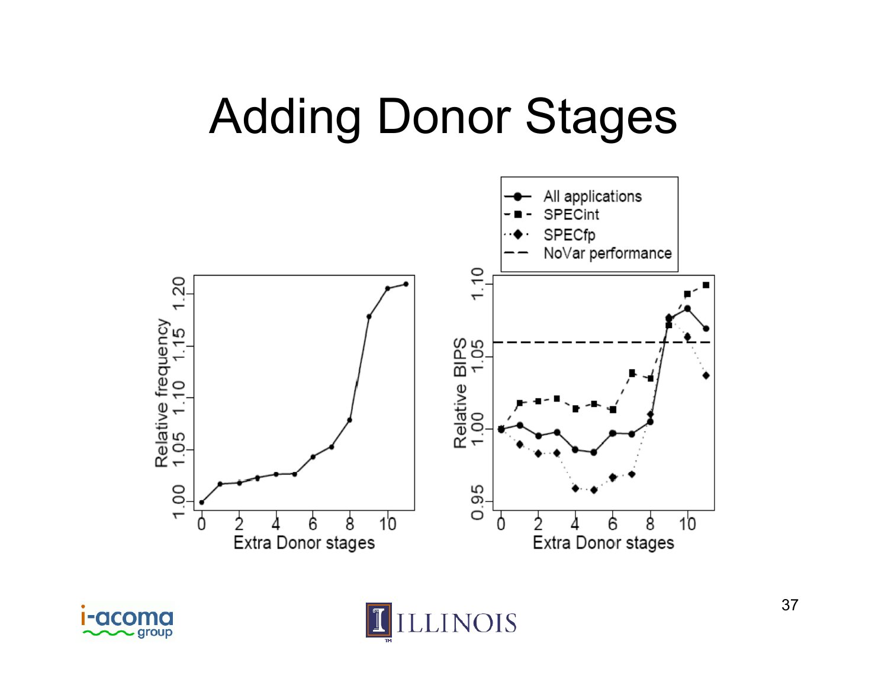# Adding Donor Stages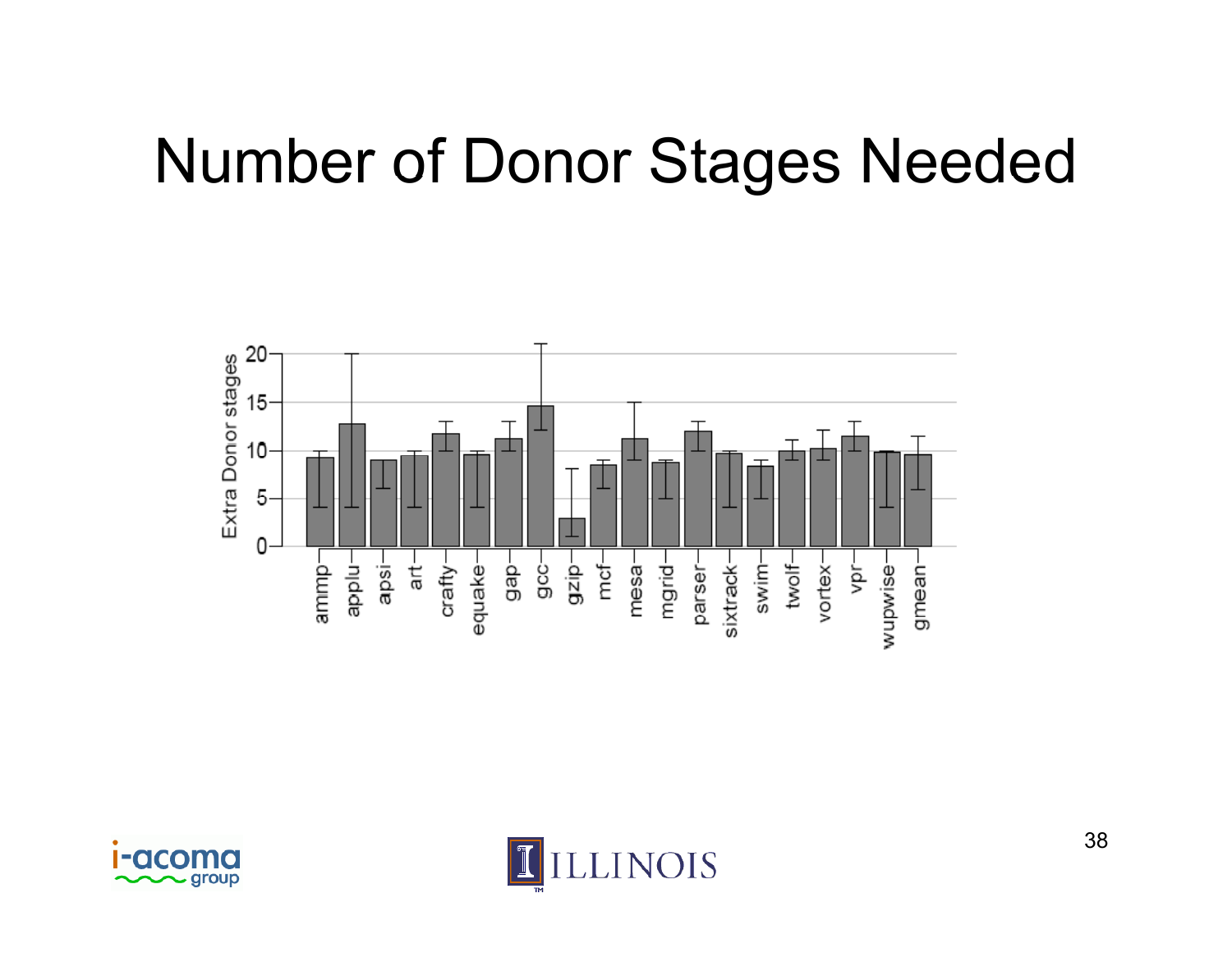# Number of Donor Stages Needed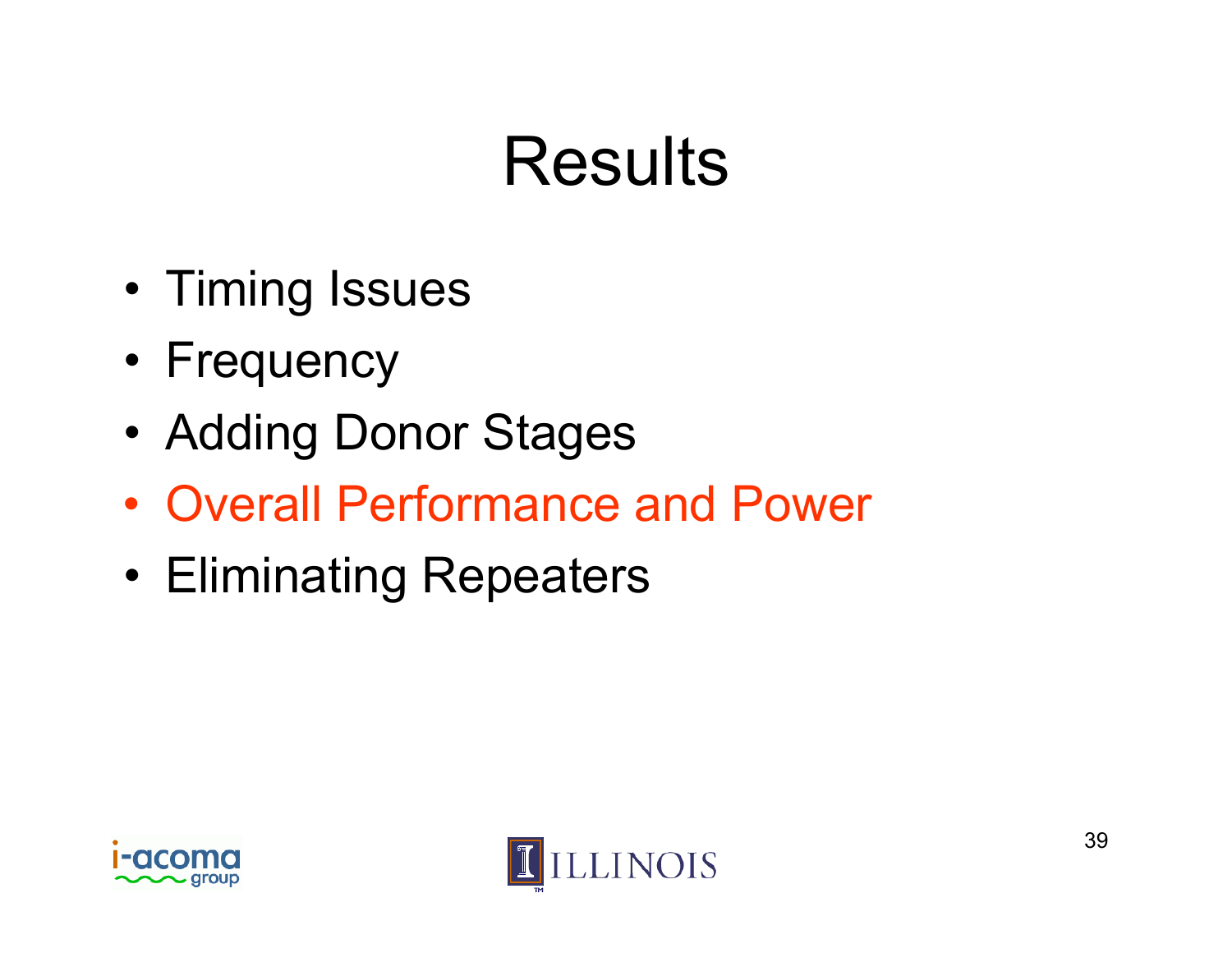# Results

- Timing Issues
- Frequency
- Adding Donor Stages
- Overall Performance and Power
- Eliminating Repeaters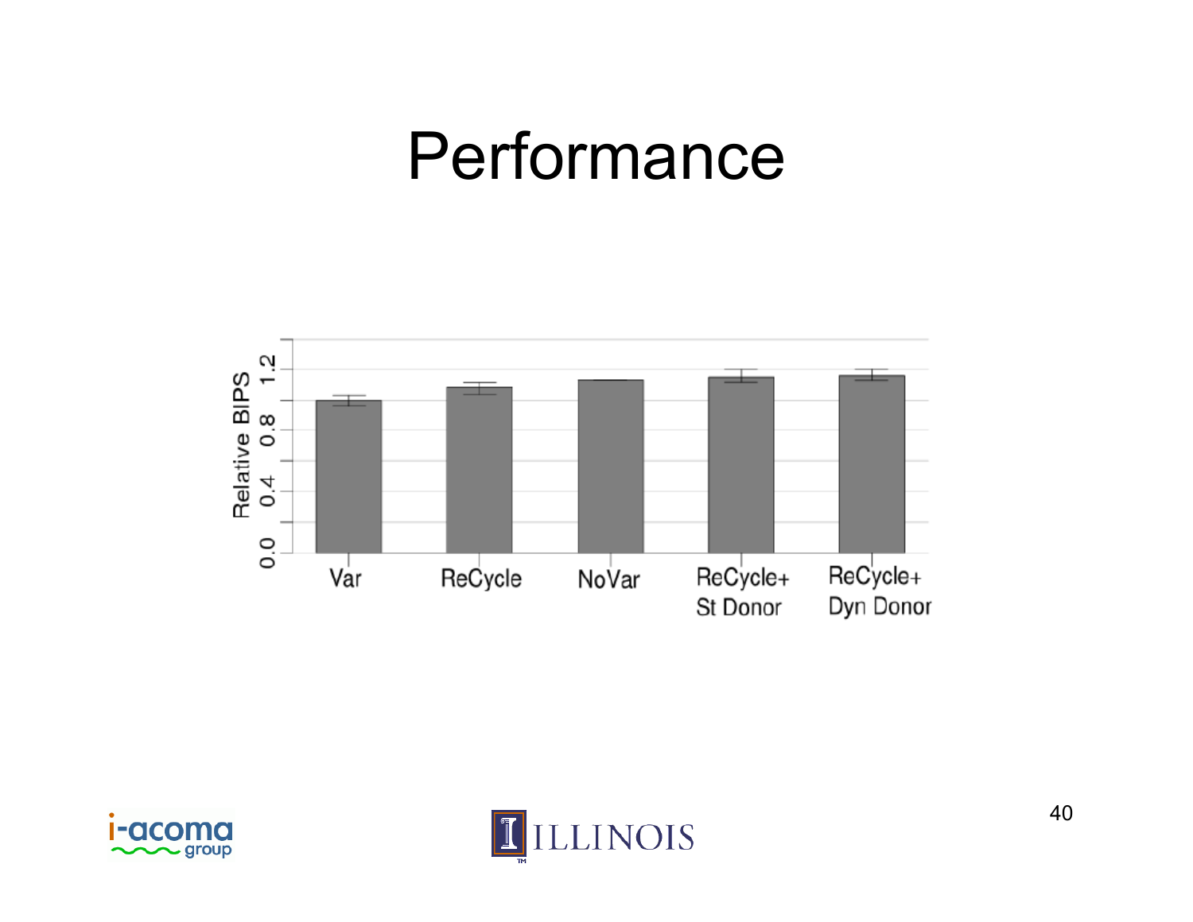# Performance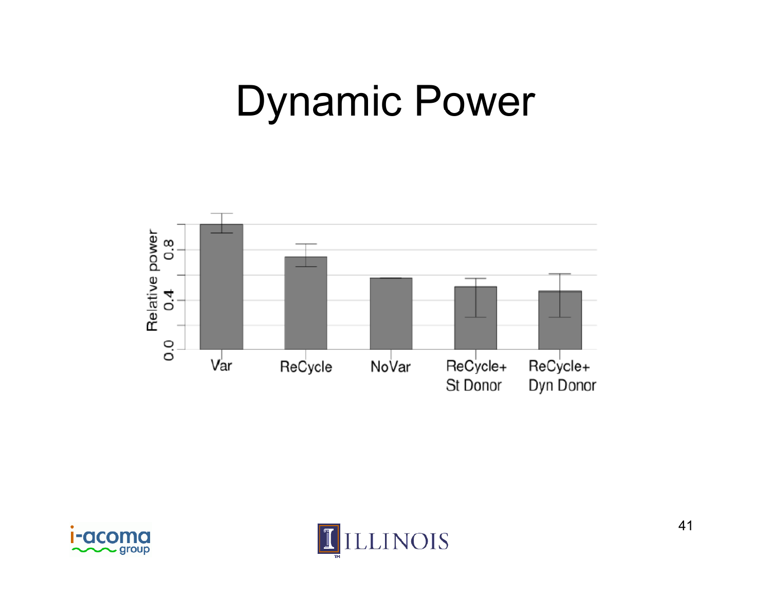# Dynamic Power

Relative power

0.0 0.4 0.8

Var | ReCycle | NoVar | ReCycle+ St Donor | ReCycle+ Dyn Donor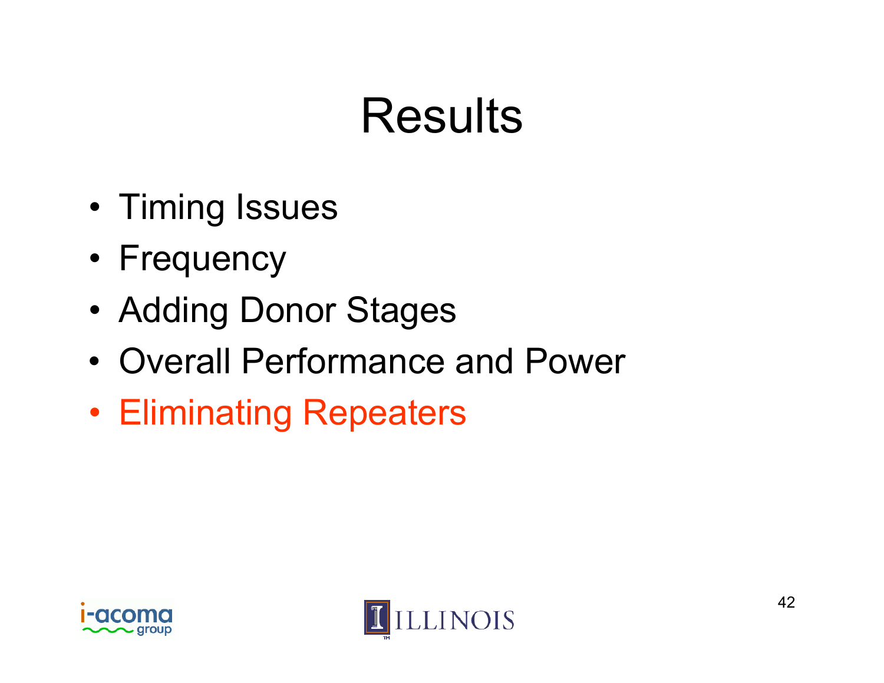# Results

- Timing Issues
- Frequency
- Adding Donor Stages
- Overall Performance and Power
- Eliminating Repeaters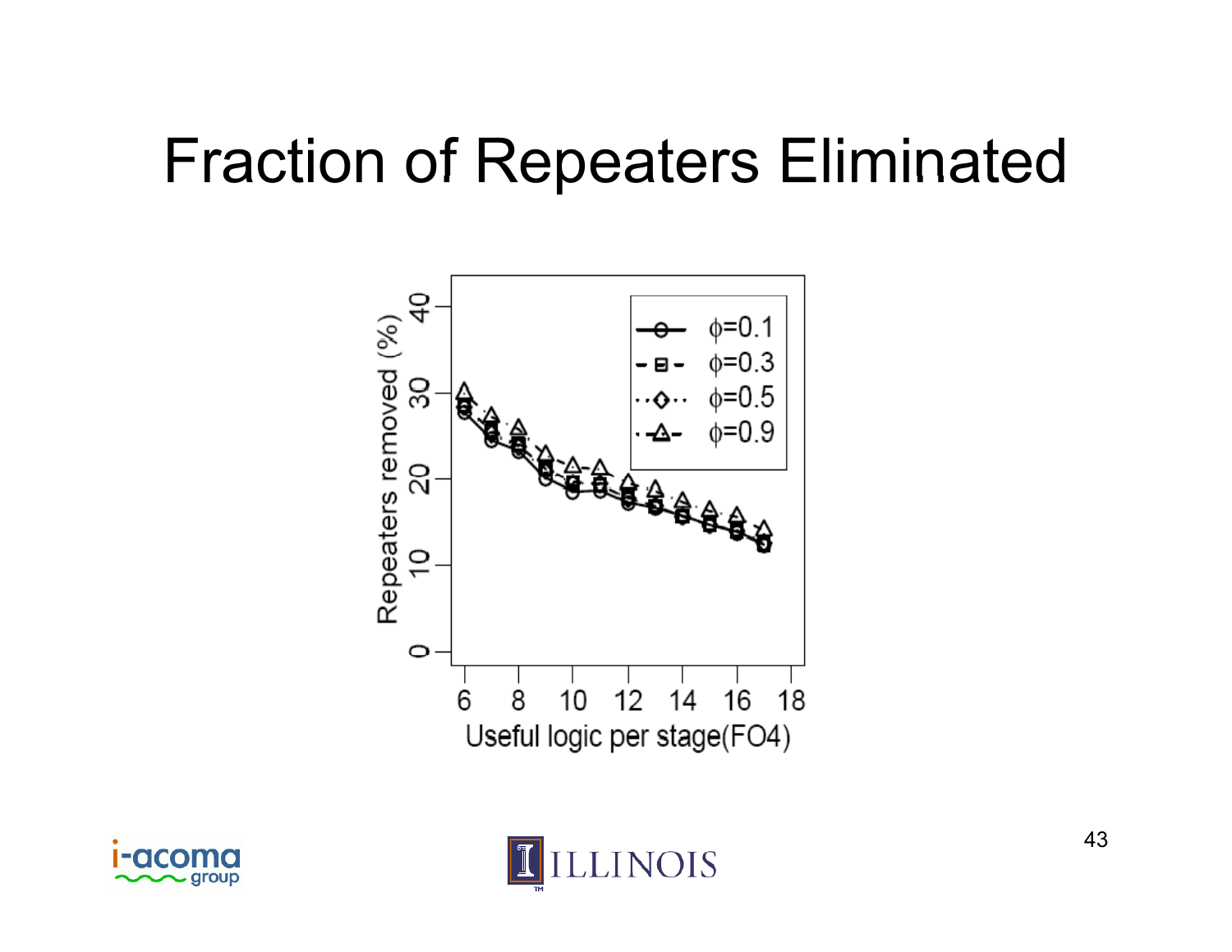# Fraction of Repeaters Eliminated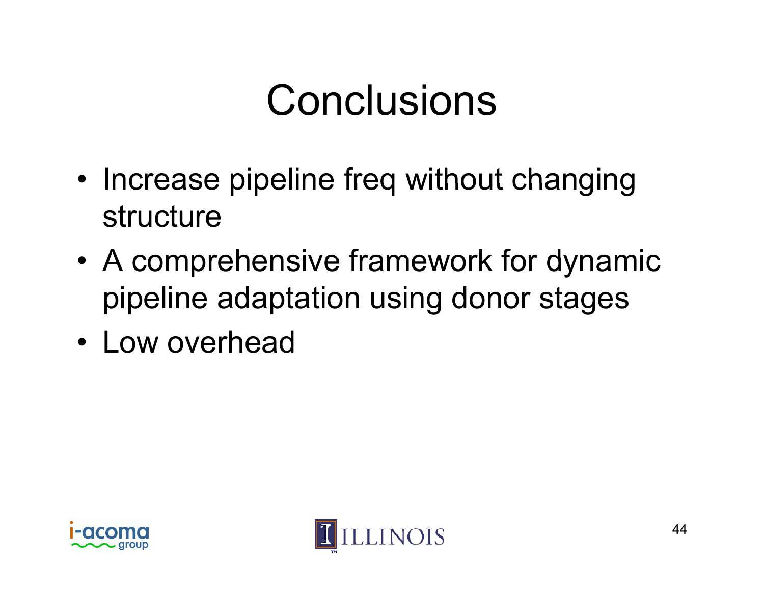# Conclusions

- Increase pipeline freq without changing structure
- A comprehensive framework for dynamic pipeline adaptation using donor stages
- Low overhead